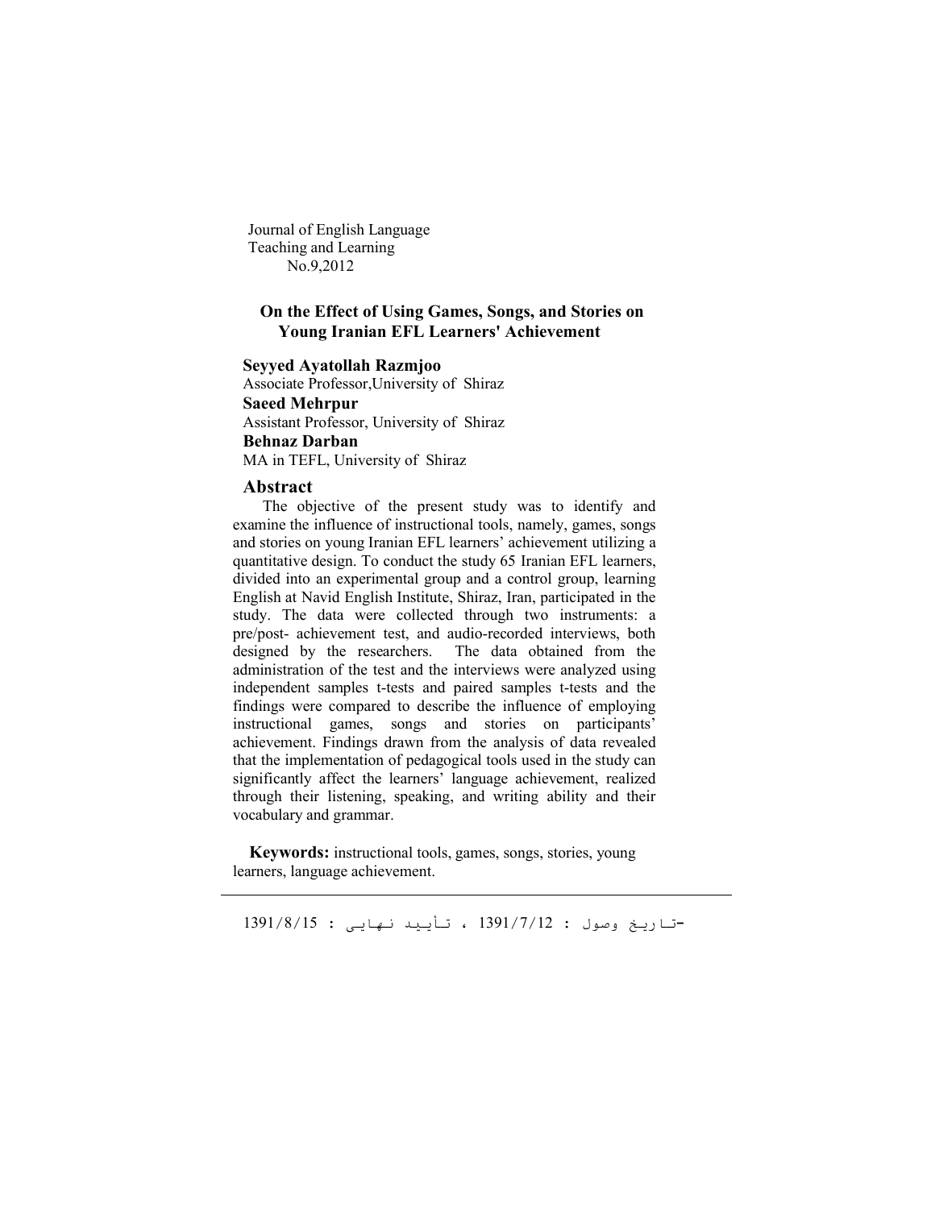Journal of English Language Teaching and Learning No.9,2012

# On the Effect of Using Games, Songs, and Stories on Young Iranian EFL Learners' Achievement

**Seyyed Ayatollah Razmjoo**
Associate Professor,University of Shiraz

**Saeed Mehrpur**
Assistant Professor, University of Shiraz

**Behnaz Darban**
MA in TEFL, University of Shiraz

## Abstract

The objective of the present study was to identify and examine the influence of instructional tools, namely, games, songs and stories on young Iranian EFL learners' achievement utilizing a quantitative design. To conduct the study 65 Iranian EFL learners, divided into an experimental group and a control group, learning English at Navid English Institute, Shiraz, Iran, participated in the study. The data were collected through two instruments: a pre/post- achievement test, and audio-recorded interviews, both designed by the researchers. The data obtained from the administration of the test and the interviews were analyzed using independent samples t-tests and paired samples t-tests and the findings were compared to describe the influence of employing instructional games, songs and stories on participants' achievement. Findings drawn from the analysis of data revealed that the implementation of pedagogical tools used in the study can significantly affect the learners' language achievement, realized through their listening, speaking, and writing ability and their vocabulary and grammar.

**Keywords:** instructional tools, games, songs, stories, young learners, language achievement.

---

-تاریخ وصول : 1391/7/12 ، تأیید نهایی : 1391/8/15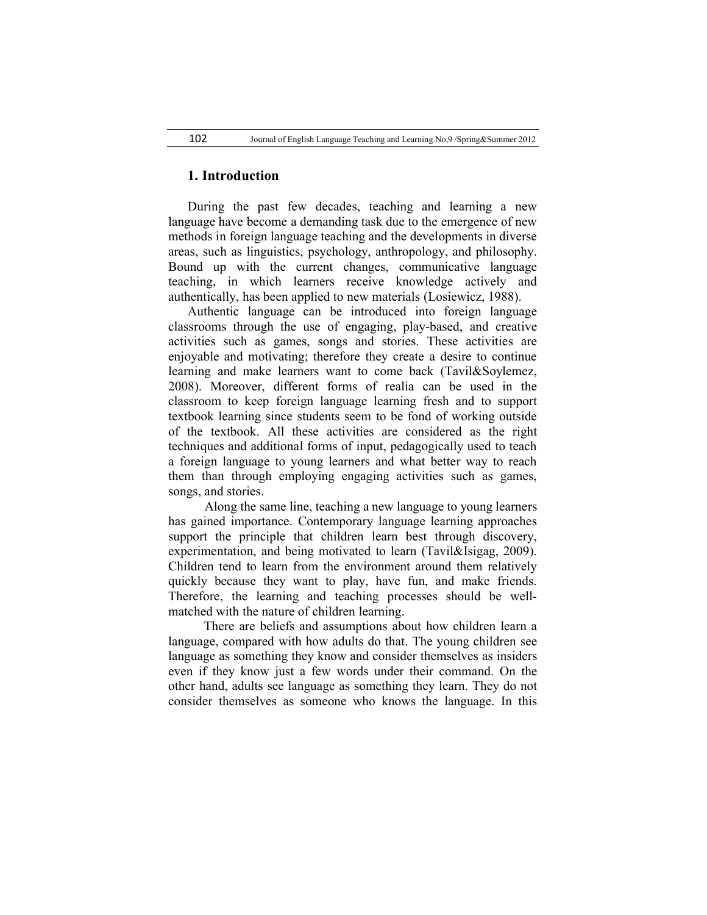## 1. Introduction

During the past few decades, teaching and learning a new language have become a demanding task due to the emergence of new methods in foreign language teaching and the developments in diverse areas, such as linguistics, psychology, anthropology, and philosophy. Bound up with the current changes, communicative language teaching, in which learners receive knowledge actively and authentically, has been applied to new materials (Losiewicz, 1988).

Authentic language can be introduced into foreign language classrooms through the use of engaging, play-based, and creative activities such as games, songs and stories. These activities are enjoyable and motivating; therefore they create a desire to continue learning and make learners want to come back (Tavil&Soylemez, 2008). Moreover, different forms of realia can be used in the classroom to keep foreign language learning fresh and to support textbook learning since students seem to be fond of working outside of the textbook. All these activities are considered as the right techniques and additional forms of input, pedagogically used to teach a foreign language to young learners and what better way to reach them than through employing engaging activities such as games, songs, and stories.

Along the same line, teaching a new language to young learners has gained importance. Contemporary language learning approaches support the principle that children learn best through discovery, experimentation, and being motivated to learn (Tavil&Isigag, 2009). Children tend to learn from the environment around them relatively quickly because they want to play, have fun, and make friends. Therefore, the learning and teaching processes should be well-matched with the nature of children learning.

There are beliefs and assumptions about how children learn a language, compared with how adults do that. The young children see language as something they know and consider themselves as insiders even if they know just a few words under their command. On the other hand, adults see language as something they learn. They do not consider themselves as someone who knows the language. In this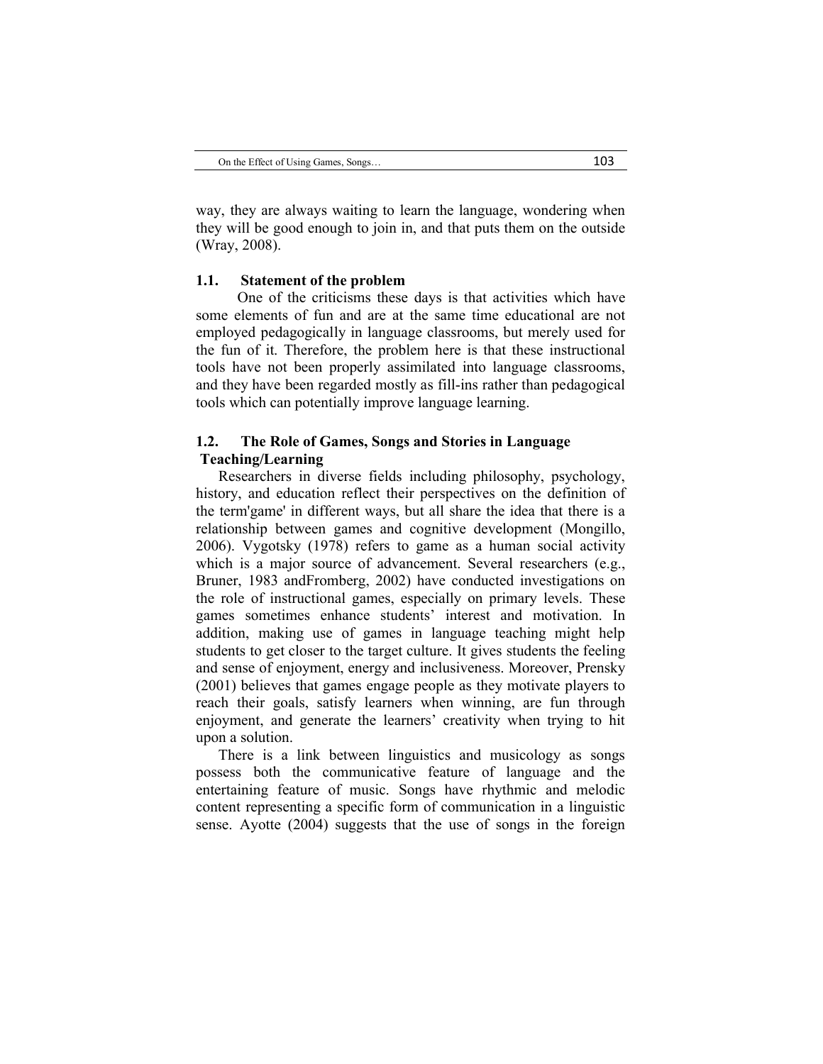way, they are always waiting to learn the language, wondering when they will be good enough to join in, and that puts them on the outside (Wray, 2008).

### 1.1. Statement of the problem

One of the criticisms these days is that activities which have some elements of fun and are at the same time educational are not employed pedagogically in language classrooms, but merely used for the fun of it. Therefore, the problem here is that these instructional tools have not been properly assimilated into language classrooms, and they have been regarded mostly as fill-ins rather than pedagogical tools which can potentially improve language learning.

### 1.2. The Role of Games, Songs and Stories in Language Teaching/Learning

Researchers in diverse fields including philosophy, psychology, history, and education reflect their perspectives on the definition of the term'game' in different ways, but all share the idea that there is a relationship between games and cognitive development (Mongillo, 2006). Vygotsky (1978) refers to game as a human social activity which is a major source of advancement. Several researchers (e.g., Bruner, 1983 andFromberg, 2002) have conducted investigations on the role of instructional games, especially on primary levels. These games sometimes enhance students' interest and motivation. In addition, making use of games in language teaching might help students to get closer to the target culture. It gives students the feeling and sense of enjoyment, energy and inclusiveness. Moreover, Prensky (2001) believes that games engage people as they motivate players to reach their goals, satisfy learners when winning, are fun through enjoyment, and generate the learners' creativity when trying to hit upon a solution.

There is a link between linguistics and musicology as songs possess both the communicative feature of language and the entertaining feature of music. Songs have rhythmic and melodic content representing a specific form of communication in a linguistic sense. Ayotte (2004) suggests that the use of songs in the foreign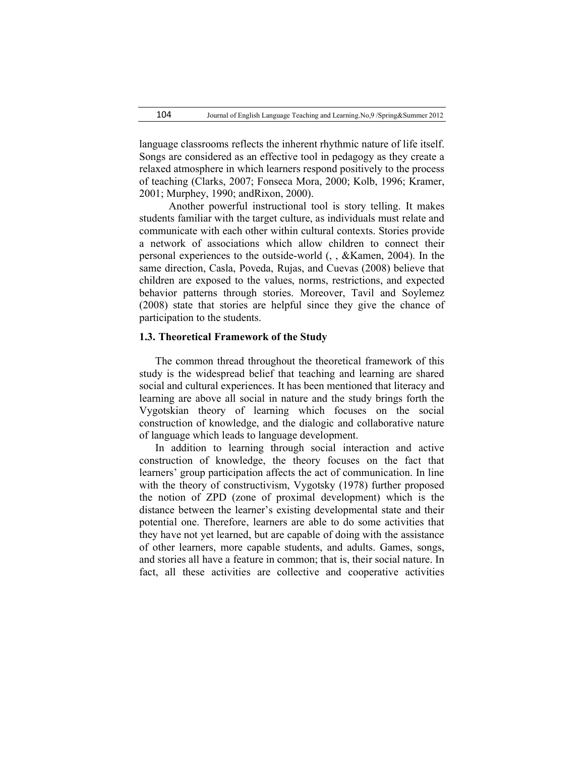language classrooms reflects the inherent rhythmic nature of life itself. Songs are considered as an effective tool in pedagogy as they create a relaxed atmosphere in which learners respond positively to the process of teaching (Clarks, 2007; Fonseca Mora, 2000; Kolb, 1996; Kramer, 2001; Murphey, 1990; andRixon, 2000).

Another powerful instructional tool is story telling. It makes students familiar with the target culture, as individuals must relate and communicate with each other within cultural contexts. Stories provide a network of associations which allow children to connect their personal experiences to the outside-world (, , &Kamen, 2004). In the same direction, Casla, Poveda, Rujas, and Cuevas (2008) believe that children are exposed to the values, norms, restrictions, and expected behavior patterns through stories. Moreover, Tavil and Soylemez (2008) state that stories are helpful since they give the chance of participation to the students.

### 1.3. Theoretical Framework of the Study

The common thread throughout the theoretical framework of this study is the widespread belief that teaching and learning are shared social and cultural experiences. It has been mentioned that literacy and learning are above all social in nature and the study brings forth the Vygotskian theory of learning which focuses on the social construction of knowledge, and the dialogic and collaborative nature of language which leads to language development.

In addition to learning through social interaction and active construction of knowledge, the theory focuses on the fact that learners' group participation affects the act of communication. In line with the theory of constructivism, Vygotsky (1978) further proposed the notion of ZPD (zone of proximal development) which is the distance between the learner's existing developmental state and their potential one. Therefore, learners are able to do some activities that they have not yet learned, but are capable of doing with the assistance of other learners, more capable students, and adults. Games, songs, and stories all have a feature in common; that is, their social nature. In fact, all these activities are collective and cooperative activities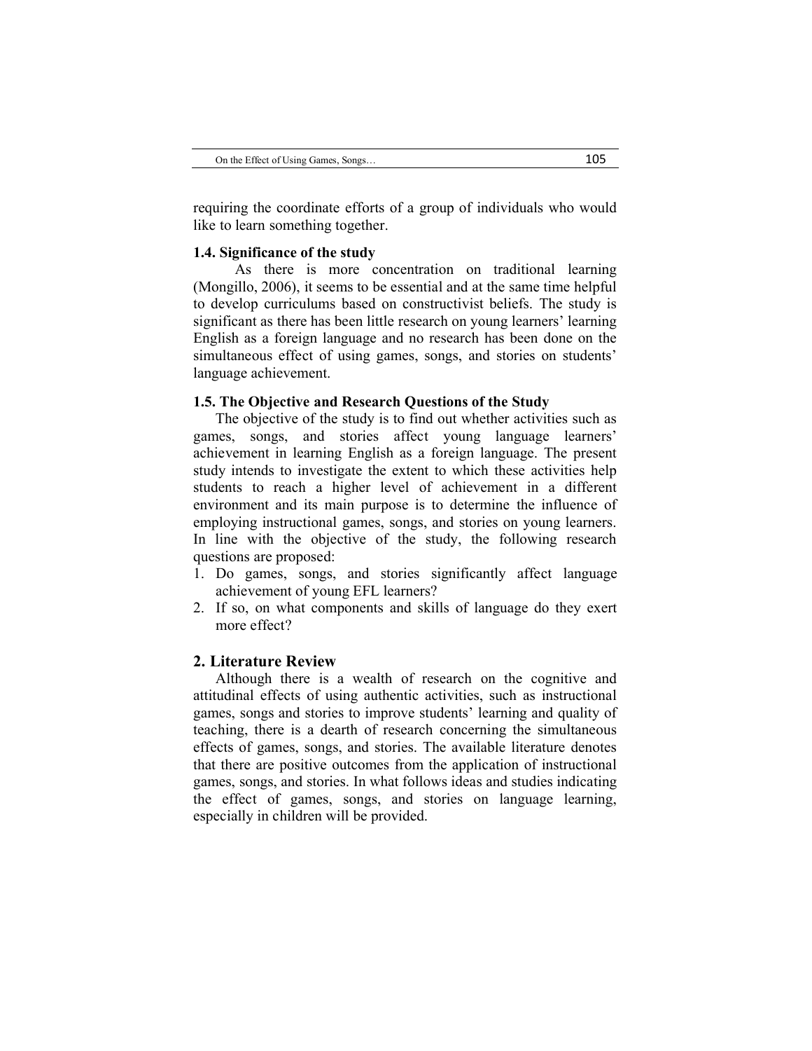requiring the coordinate efforts of a group of individuals who would like to learn something together.

### 1.4. Significance of the study

As there is more concentration on traditional learning (Mongillo, 2006), it seems to be essential and at the same time helpful to develop curriculums based on constructivist beliefs. The study is significant as there has been little research on young learners' learning English as a foreign language and no research has been done on the simultaneous effect of using games, songs, and stories on students' language achievement.

### 1.5. The Objective and Research Questions of the Study

The objective of the study is to find out whether activities such as games, songs, and stories affect young language learners' achievement in learning English as a foreign language. The present study intends to investigate the extent to which these activities help students to reach a higher level of achievement in a different environment and its main purpose is to determine the influence of employing instructional games, songs, and stories on young learners. In line with the objective of the study, the following research questions are proposed:

1. Do games, songs, and stories significantly affect language achievement of young EFL learners?
2. If so, on what components and skills of language do they exert more effect?

## 2. Literature Review

Although there is a wealth of research on the cognitive and attitudinal effects of using authentic activities, such as instructional games, songs and stories to improve students' learning and quality of teaching, there is a dearth of research concerning the simultaneous effects of games, songs, and stories. The available literature denotes that there are positive outcomes from the application of instructional games, songs, and stories. In what follows ideas and studies indicating the effect of games, songs, and stories on language learning, especially in children will be provided.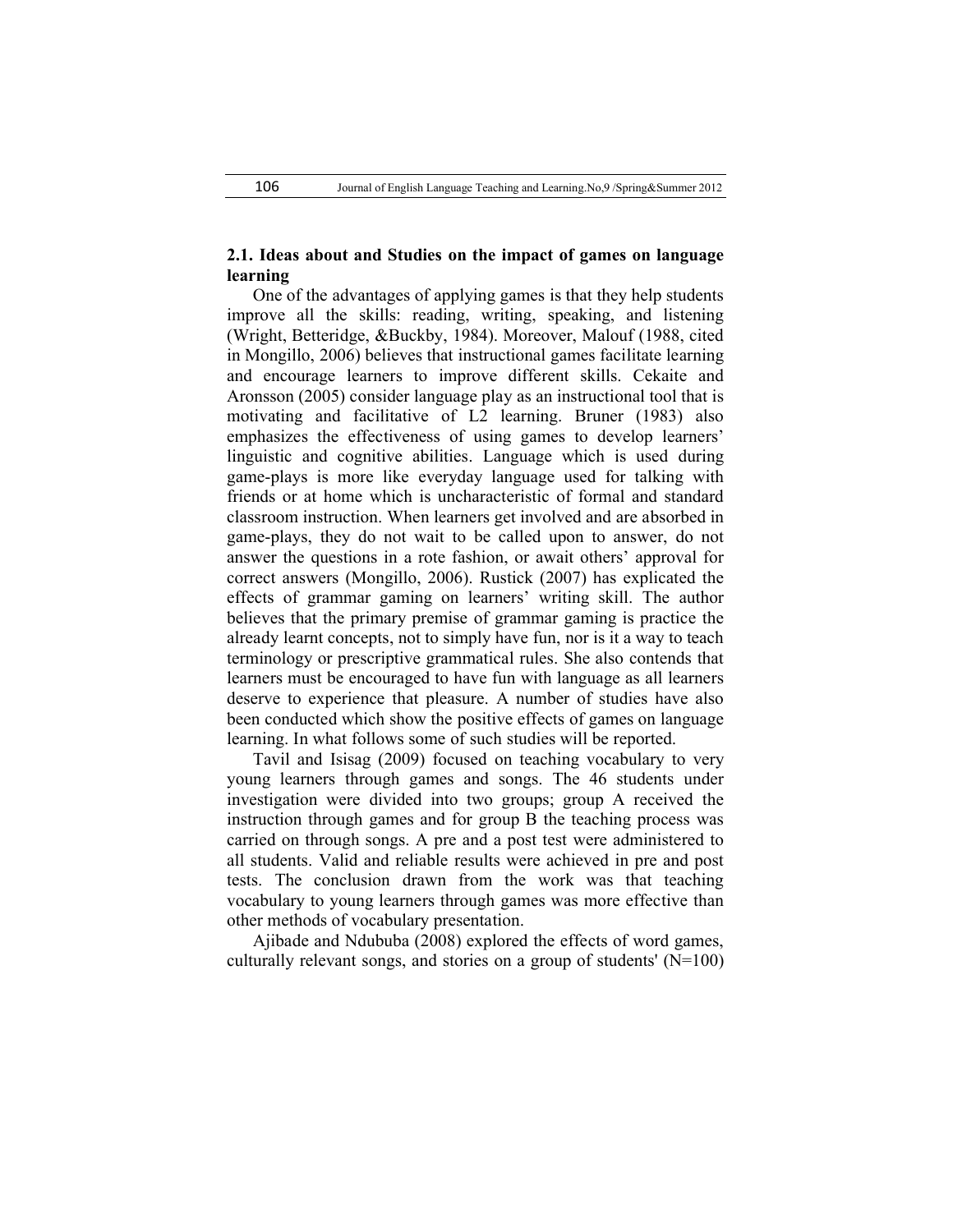### 2.1. Ideas about and Studies on the impact of games on language learning

One of the advantages of applying games is that they help students improve all the skills: reading, writing, speaking, and listening (Wright, Betteridge, &Buckby, 1984). Moreover, Malouf (1988, cited in Mongillo, 2006) believes that instructional games facilitate learning and encourage learners to improve different skills. Cekaite and Aronsson (2005) consider language play as an instructional tool that is motivating and facilitative of L2 learning. Bruner (1983) also emphasizes the effectiveness of using games to develop learners' linguistic and cognitive abilities. Language which is used during game-plays is more like everyday language used for talking with friends or at home which is uncharacteristic of formal and standard classroom instruction. When learners get involved and are absorbed in game-plays, they do not wait to be called upon to answer, do not answer the questions in a rote fashion, or await others' approval for correct answers (Mongillo, 2006). Rustick (2007) has explicated the effects of grammar gaming on learners' writing skill. The author believes that the primary premise of grammar gaming is practice the already learnt concepts, not to simply have fun, nor is it a way to teach terminology or prescriptive grammatical rules. She also contends that learners must be encouraged to have fun with language as all learners deserve to experience that pleasure. A number of studies have also been conducted which show the positive effects of games on language learning. In what follows some of such studies will be reported.

Tavil and Isisag (2009) focused on teaching vocabulary to very young learners through games and songs. The 46 students under investigation were divided into two groups; group A received the instruction through games and for group B the teaching process was carried on through songs. A pre and a post test were administered to all students. Valid and reliable results were achieved in pre and post tests. The conclusion drawn from the work was that teaching vocabulary to young learners through games was more effective than other methods of vocabulary presentation.

Ajibade and Ndububa (2008) explored the effects of word games, culturally relevant songs, and stories on a group of students' (N=100)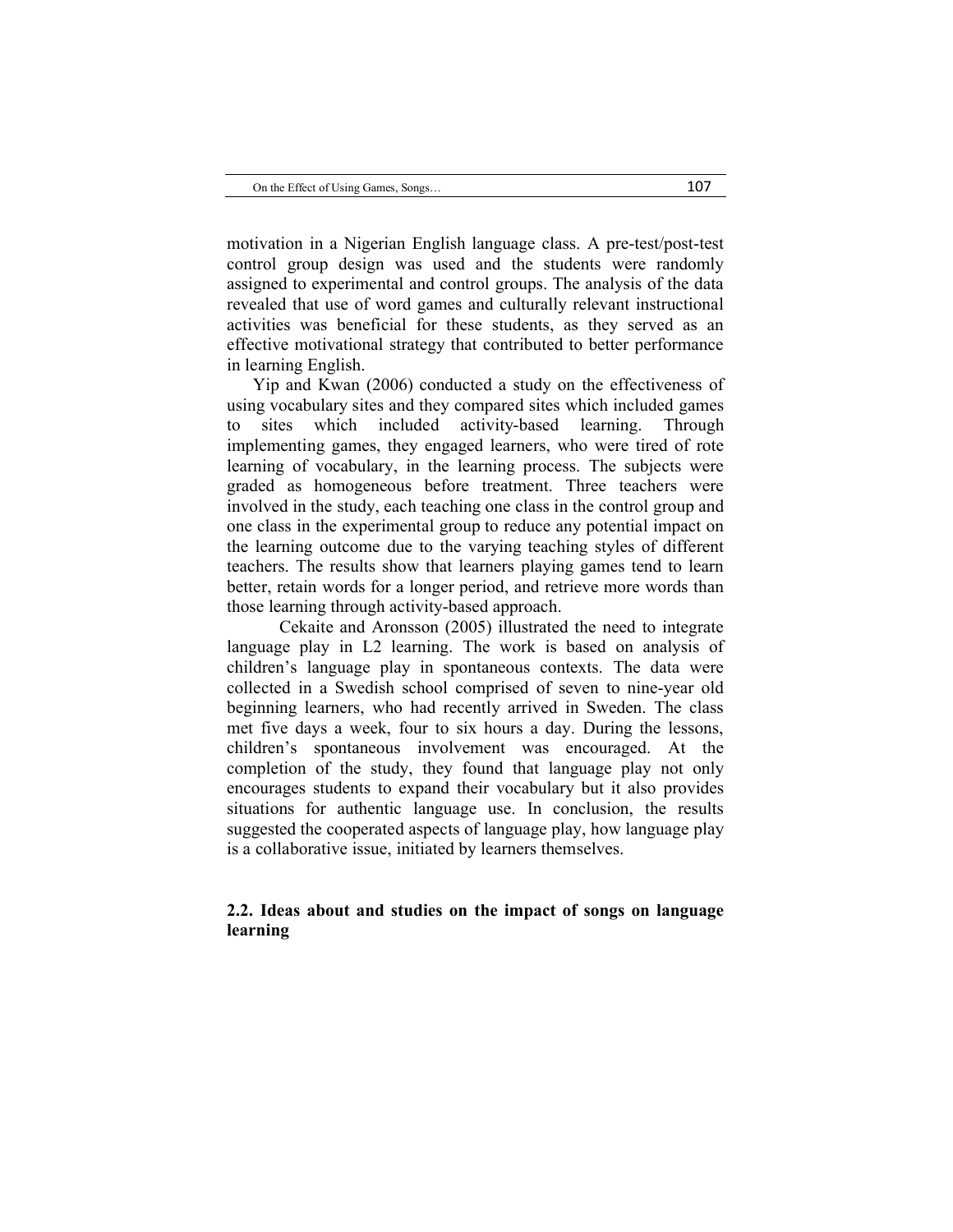motivation in a Nigerian English language class. A pre-test/post-test control group design was used and the students were randomly assigned to experimental and control groups. The analysis of the data revealed that use of word games and culturally relevant instructional activities was beneficial for these students, as they served as an effective motivational strategy that contributed to better performance in learning English.

Yip and Kwan (2006) conducted a study on the effectiveness of using vocabulary sites and they compared sites which included games to sites which included activity-based learning. Through implementing games, they engaged learners, who were tired of rote learning of vocabulary, in the learning process. The subjects were graded as homogeneous before treatment. Three teachers were involved in the study, each teaching one class in the control group and one class in the experimental group to reduce any potential impact on the learning outcome due to the varying teaching styles of different teachers. The results show that learners playing games tend to learn better, retain words for a longer period, and retrieve more words than those learning through activity-based approach.

Cekaite and Aronsson (2005) illustrated the need to integrate language play in L2 learning. The work is based on analysis of children's language play in spontaneous contexts. The data were collected in a Swedish school comprised of seven to nine-year old beginning learners, who had recently arrived in Sweden. The class met five days a week, four to six hours a day. During the lessons, children's spontaneous involvement was encouraged. At the completion of the study, they found that language play not only encourages students to expand their vocabulary but it also provides situations for authentic language use. In conclusion, the results suggested the cooperated aspects of language play, how language play is a collaborative issue, initiated by learners themselves.

## 2.2. Ideas about and studies on the impact of songs on language learning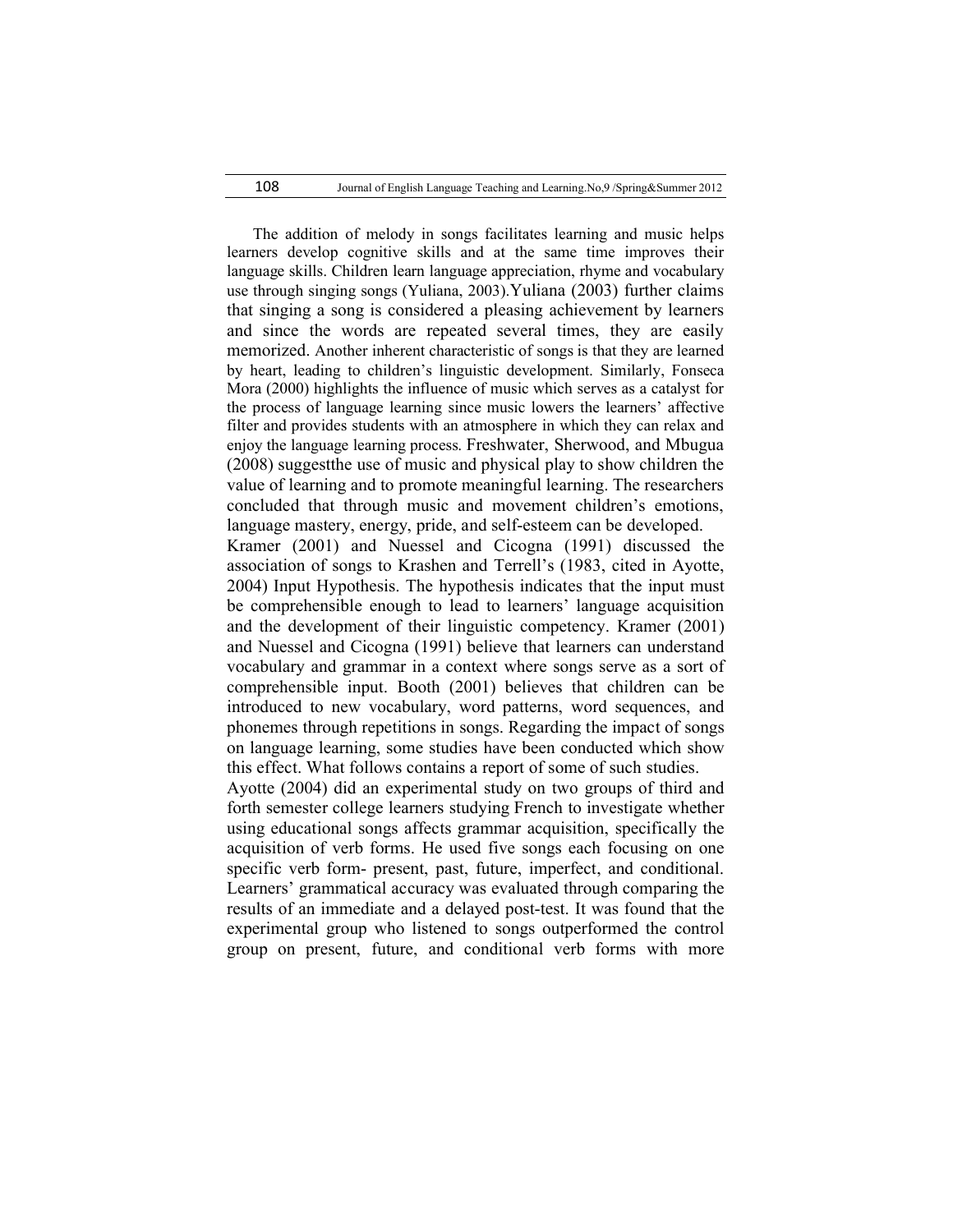The addition of melody in songs facilitates learning and music helps learners develop cognitive skills and at the same time improves their language skills. Children learn language appreciation, rhyme and vocabulary use through singing songs (Yuliana, 2003).Yuliana (2003) further claims that singing a song is considered a pleasing achievement by learners and since the words are repeated several times, they are easily memorized. Another inherent characteristic of songs is that they are learned by heart, leading to children's linguistic development. Similarly, Fonseca Mora (2000) highlights the influence of music which serves as a catalyst for the process of language learning since music lowers the learners' affective filter and provides students with an atmosphere in which they can relax and enjoy the language learning process. Freshwater, Sherwood, and Mbugua (2008) suggestthe use of music and physical play to show children the value of learning and to promote meaningful learning. The researchers concluded that through music and movement children's emotions, language mastery, energy, pride, and self-esteem can be developed.

Kramer (2001) and Nuessel and Cicogna (1991) discussed the association of songs to Krashen and Terrell's (1983, cited in Ayotte, 2004) Input Hypothesis. The hypothesis indicates that the input must be comprehensible enough to lead to learners' language acquisition and the development of their linguistic competency. Kramer (2001) and Nuessel and Cicogna (1991) believe that learners can understand vocabulary and grammar in a context where songs serve as a sort of comprehensible input. Booth (2001) believes that children can be introduced to new vocabulary, word patterns, word sequences, and phonemes through repetitions in songs. Regarding the impact of songs on language learning, some studies have been conducted which show this effect. What follows contains a report of some of such studies.

Ayotte (2004) did an experimental study on two groups of third and forth semester college learners studying French to investigate whether using educational songs affects grammar acquisition, specifically the acquisition of verb forms. He used five songs each focusing on one specific verb form- present, past, future, imperfect, and conditional. Learners' grammatical accuracy was evaluated through comparing the results of an immediate and a delayed post-test. It was found that the experimental group who listened to songs outperformed the control group on present, future, and conditional verb forms with more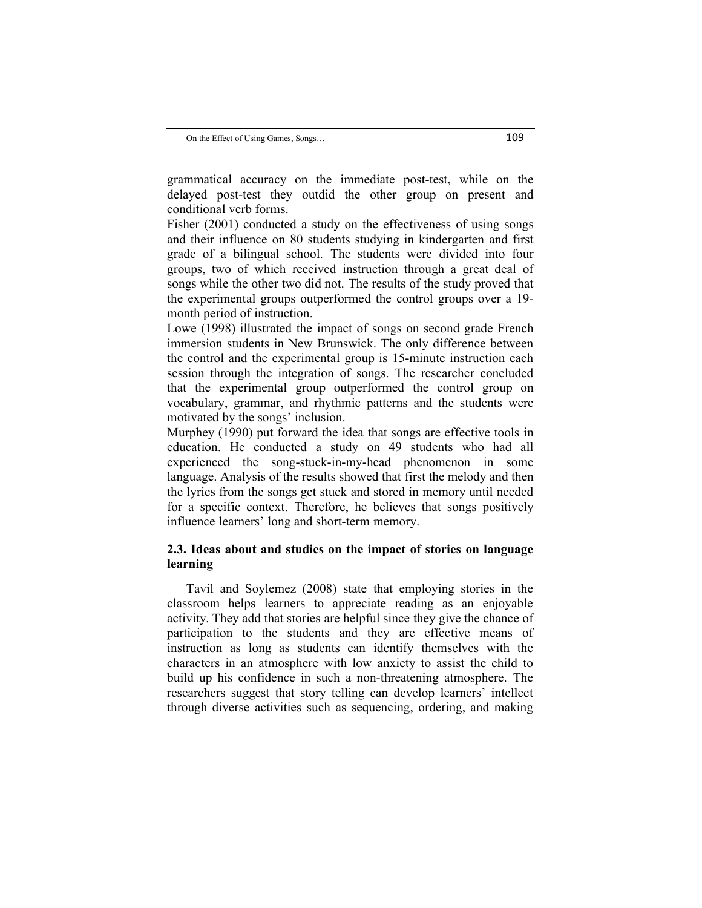grammatical accuracy on the immediate post-test, while on the delayed post-test they outdid the other group on present and conditional verb forms.

Fisher (2001) conducted a study on the effectiveness of using songs and their influence on 80 students studying in kindergarten and first grade of a bilingual school. The students were divided into four groups, two of which received instruction through a great deal of songs while the other two did not. The results of the study proved that the experimental groups outperformed the control groups over a 19-month period of instruction.

Lowe (1998) illustrated the impact of songs on second grade French immersion students in New Brunswick. The only difference between the control and the experimental group is 15-minute instruction each session through the integration of songs. The researcher concluded that the experimental group outperformed the control group on vocabulary, grammar, and rhythmic patterns and the students were motivated by the songs' inclusion.

Murphey (1990) put forward the idea that songs are effective tools in education. He conducted a study on 49 students who had all experienced the song-stuck-in-my-head phenomenon in some language. Analysis of the results showed that first the melody and then the lyrics from the songs get stuck and stored in memory until needed for a specific context. Therefore, he believes that songs positively influence learners' long and short-term memory.

### 2.3. Ideas about and studies on the impact of stories on language learning

Tavil and Soylemez (2008) state that employing stories in the classroom helps learners to appreciate reading as an enjoyable activity. They add that stories are helpful since they give the chance of participation to the students and they are effective means of instruction as long as students can identify themselves with the characters in an atmosphere with low anxiety to assist the child to build up his confidence in such a non-threatening atmosphere. The researchers suggest that story telling can develop learners' intellect through diverse activities such as sequencing, ordering, and making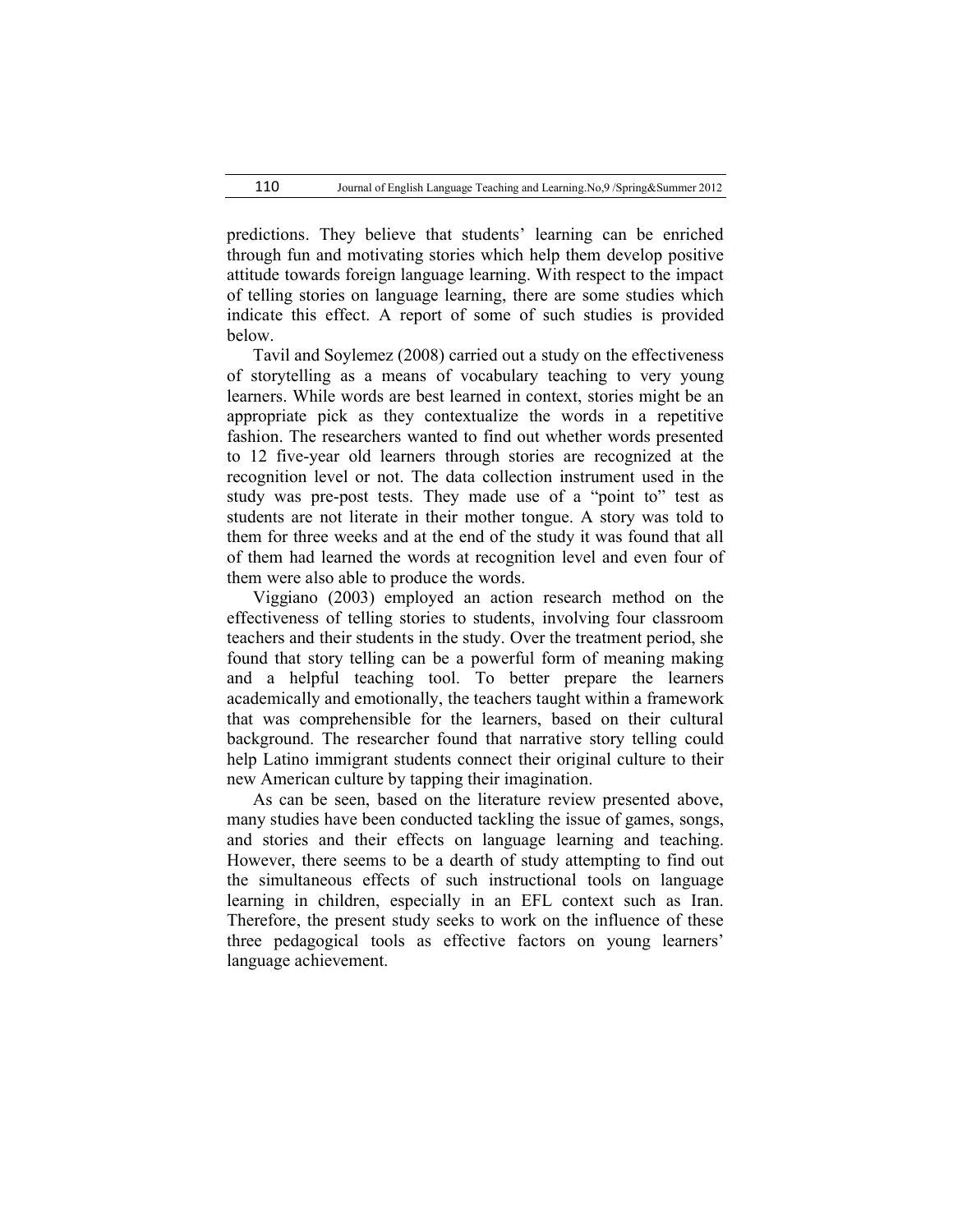predictions. They believe that students' learning can be enriched through fun and motivating stories which help them develop positive attitude towards foreign language learning. With respect to the impact of telling stories on language learning, there are some studies which indicate this effect. A report of some of such studies is provided below.

Tavil and Soylemez (2008) carried out a study on the effectiveness of storytelling as a means of vocabulary teaching to very young learners. While words are best learned in context, stories might be an appropriate pick as they contextualize the words in a repetitive fashion. The researchers wanted to find out whether words presented to 12 five-year old learners through stories are recognized at the recognition level or not. The data collection instrument used in the study was pre-post tests. They made use of a "point to" test as students are not literate in their mother tongue. A story was told to them for three weeks and at the end of the study it was found that all of them had learned the words at recognition level and even four of them were also able to produce the words.

Viggiano (2003) employed an action research method on the effectiveness of telling stories to students, involving four classroom teachers and their students in the study. Over the treatment period, she found that story telling can be a powerful form of meaning making and a helpful teaching tool. To better prepare the learners academically and emotionally, the teachers taught within a framework that was comprehensible for the learners, based on their cultural background. The researcher found that narrative story telling could help Latino immigrant students connect their original culture to their new American culture by tapping their imagination.

As can be seen, based on the literature review presented above, many studies have been conducted tackling the issue of games, songs, and stories and their effects on language learning and teaching. However, there seems to be a dearth of study attempting to find out the simultaneous effects of such instructional tools on language learning in children, especially in an EFL context such as Iran. Therefore, the present study seeks to work on the influence of these three pedagogical tools as effective factors on young learners' language achievement.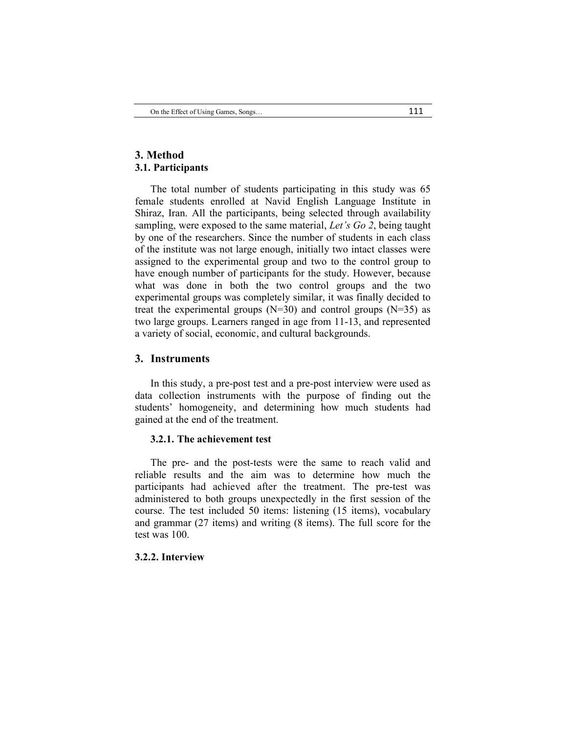## 3. Method

### 3.1. Participants

The total number of students participating in this study was 65 female students enrolled at Navid English Language Institute in Shiraz, Iran. All the participants, being selected through availability sampling, were exposed to the same material, *Let's Go 2*, being taught by one of the researchers. Since the number of students in each class of the institute was not large enough, initially two intact classes were assigned to the experimental group and two to the control group to have enough number of participants for the study. However, because what was done in both the two control groups and the two experimental groups was completely similar, it was finally decided to treat the experimental groups (N=30) and control groups (N=35) as two large groups. Learners ranged in age from 11-13, and represented a variety of social, economic, and cultural backgrounds.

## 3. Instruments

In this study, a pre-post test and a pre-post interview were used as data collection instruments with the purpose of finding out the students' homogeneity, and determining how much students had gained at the end of the treatment.

### 3.2.1. The achievement test

The pre- and the post-tests were the same to reach valid and reliable results and the aim was to determine how much the participants had achieved after the treatment. The pre-test was administered to both groups unexpectedly in the first session of the course. The test included 50 items: listening (15 items), vocabulary and grammar (27 items) and writing (8 items). The full score for the test was 100.

### 3.2.2. Interview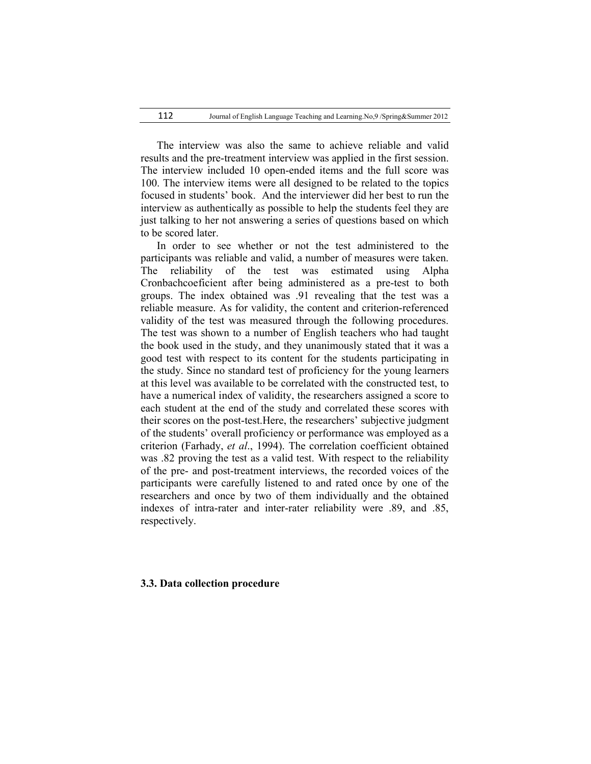The interview was also the same to achieve reliable and valid results and the pre-treatment interview was applied in the first session. The interview included 10 open-ended items and the full score was 100. The interview items were all designed to be related to the topics focused in students' book. And the interviewer did her best to run the interview as authentically as possible to help the students feel they are just talking to her not answering a series of questions based on which to be scored later.

In order to see whether or not the test administered to the participants was reliable and valid, a number of measures were taken. The reliability of the test was estimated using Alpha Cronbachcoeficient after being administered as a pre-test to both groups. The index obtained was .91 revealing that the test was a reliable measure. As for validity, the content and criterion-referenced validity of the test was measured through the following procedures. The test was shown to a number of English teachers who had taught the book used in the study, and they unanimously stated that it was a good test with respect to its content for the students participating in the study. Since no standard test of proficiency for the young learners at this level was available to be correlated with the constructed test, to have a numerical index of validity, the researchers assigned a score to each student at the end of the study and correlated these scores with their scores on the post-test.Here, the researchers' subjective judgment of the students' overall proficiency or performance was employed as a criterion (Farhady, *et al*., 1994). The correlation coefficient obtained was .82 proving the test as a valid test. With respect to the reliability of the pre- and post-treatment interviews, the recorded voices of the participants were carefully listened to and rated once by one of the researchers and once by two of them individually and the obtained indexes of intra-rater and inter-rater reliability were .89, and .85, respectively.

### 3.3. Data collection procedure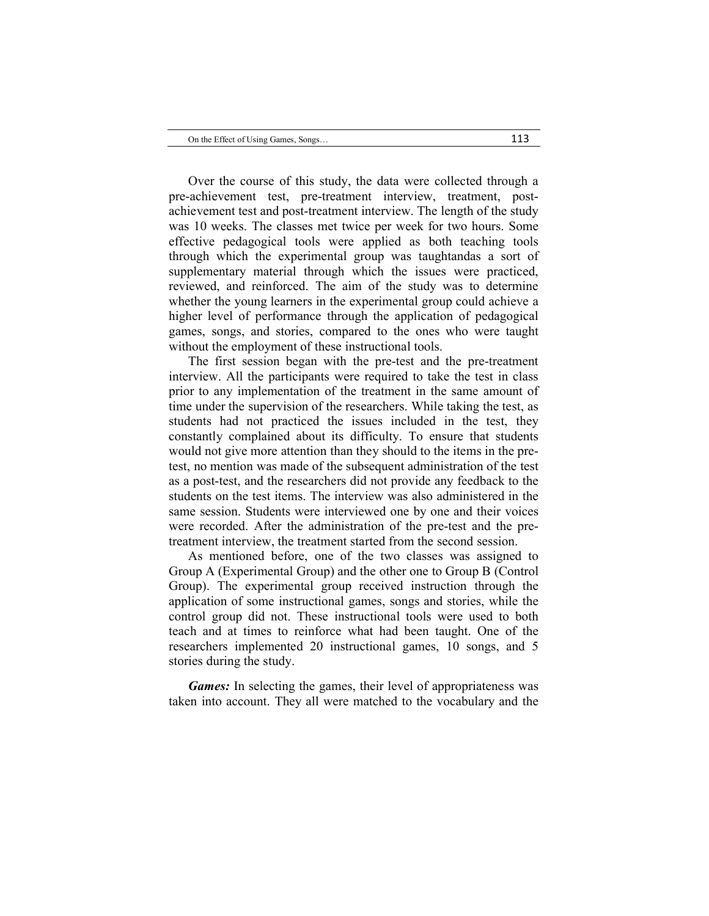Over the course of this study, the data were collected through a pre-achievement test, pre-treatment interview, treatment, post-achievement test and post-treatment interview. The length of the study was 10 weeks. The classes met twice per week for two hours. Some effective pedagogical tools were applied as both teaching tools through which the experimental group was taughtandas a sort of supplementary material through which the issues were practiced, reviewed, and reinforced. The aim of the study was to determine whether the young learners in the experimental group could achieve a higher level of performance through the application of pedagogical games, songs, and stories, compared to the ones who were taught without the employment of these instructional tools.

The first session began with the pre-test and the pre-treatment interview. All the participants were required to take the test in class prior to any implementation of the treatment in the same amount of time under the supervision of the researchers. While taking the test, as students had not practiced the issues included in the test, they constantly complained about its difficulty. To ensure that students would not give more attention than they should to the items in the pre-test, no mention was made of the subsequent administration of the test as a post-test, and the researchers did not provide any feedback to the students on the test items. The interview was also administered in the same session. Students were interviewed one by one and their voices were recorded. After the administration of the pre-test and the pre-treatment interview, the treatment started from the second session.

As mentioned before, one of the two classes was assigned to Group A (Experimental Group) and the other one to Group B (Control Group). The experimental group received instruction through the application of some instructional games, songs and stories, while the control group did not. These instructional tools were used to both teach and at times to reinforce what had been taught. One of the researchers implemented 20 instructional games, 10 songs, and 5 stories during the study.

***Games:*** In selecting the games, their level of appropriateness was taken into account. They all were matched to the vocabulary and the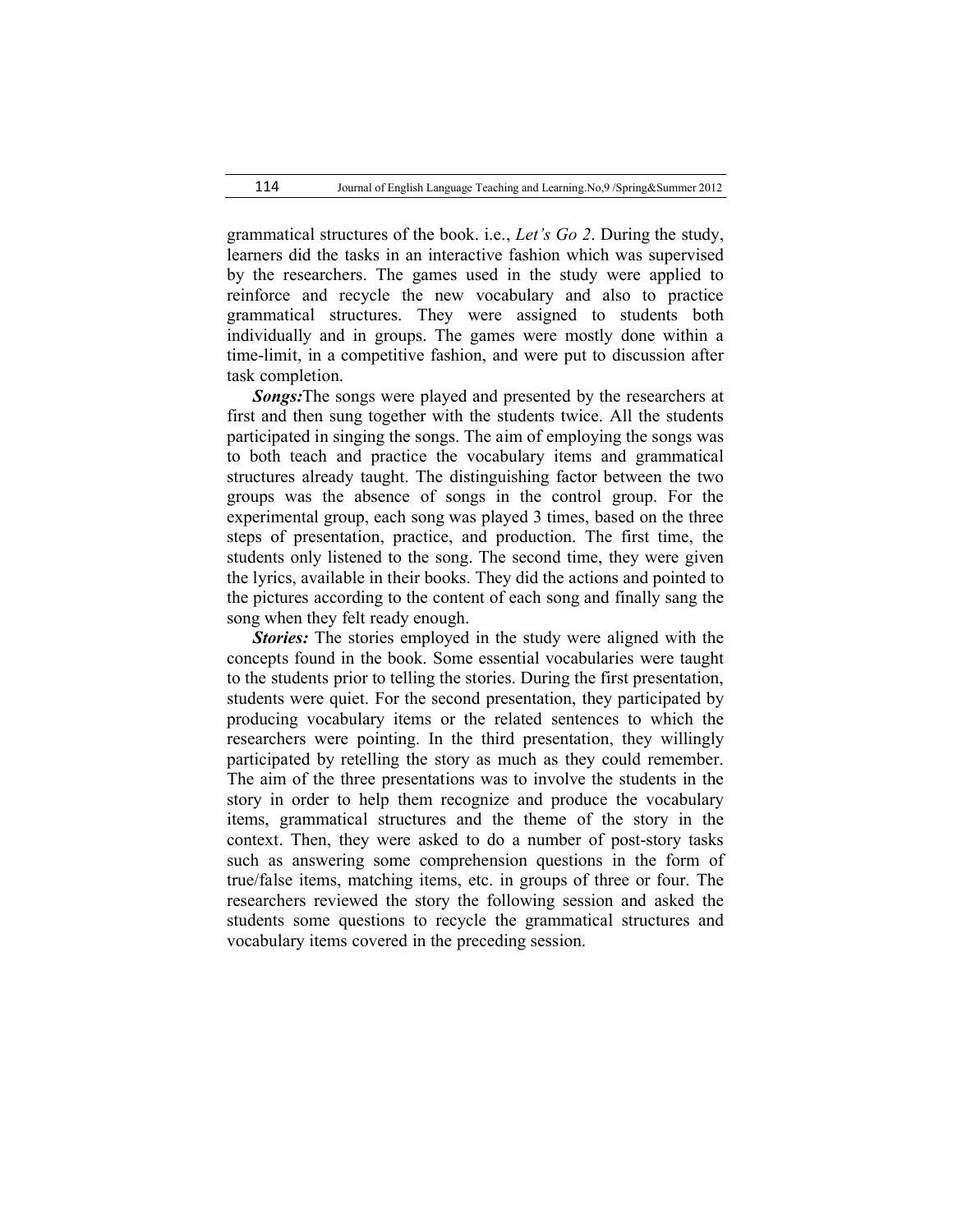grammatical structures of the book. i.e., *Let's Go 2*. During the study, learners did the tasks in an interactive fashion which was supervised by the researchers. The games used in the study were applied to reinforce and recycle the new vocabulary and also to practice grammatical structures. They were assigned to students both individually and in groups. The games were mostly done within a time-limit, in a competitive fashion, and were put to discussion after task completion.

***Songs:***The songs were played and presented by the researchers at first and then sung together with the students twice. All the students participated in singing the songs. The aim of employing the songs was to both teach and practice the vocabulary items and grammatical structures already taught. The distinguishing factor between the two groups was the absence of songs in the control group. For the experimental group, each song was played 3 times, based on the three steps of presentation, practice, and production. The first time, the students only listened to the song. The second time, they were given the lyrics, available in their books. They did the actions and pointed to the pictures according to the content of each song and finally sang the song when they felt ready enough.

***Stories:*** The stories employed in the study were aligned with the concepts found in the book. Some essential vocabularies were taught to the students prior to telling the stories. During the first presentation, students were quiet. For the second presentation, they participated by producing vocabulary items or the related sentences to which the researchers were pointing. In the third presentation, they willingly participated by retelling the story as much as they could remember. The aim of the three presentations was to involve the students in the story in order to help them recognize and produce the vocabulary items, grammatical structures and the theme of the story in the context. Then, they were asked to do a number of post-story tasks such as answering some comprehension questions in the form of true/false items, matching items, etc. in groups of three or four. The researchers reviewed the story the following session and asked the students some questions to recycle the grammatical structures and vocabulary items covered in the preceding session.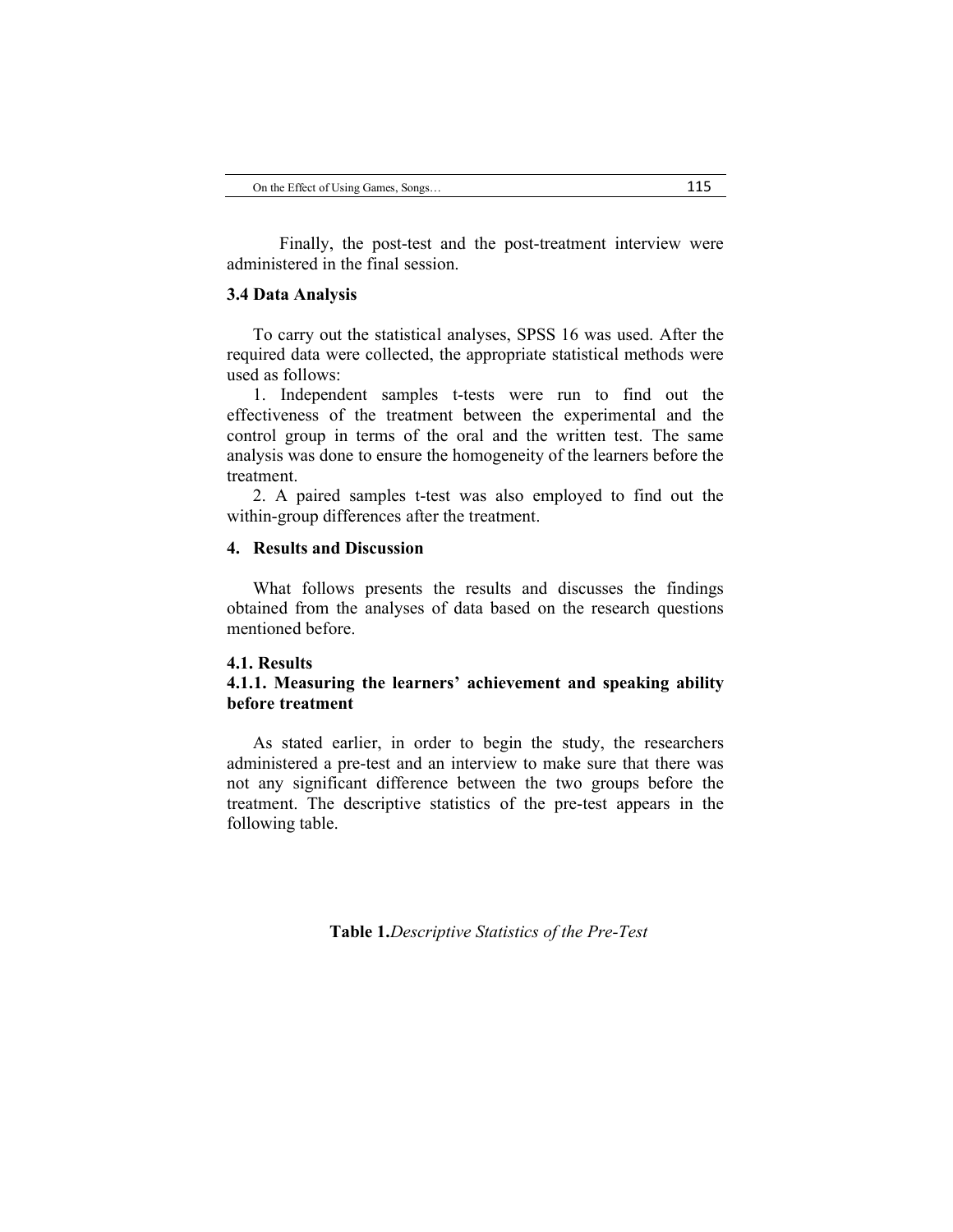Finally, the post-test and the post-treatment interview were administered in the final session.

### 3.4 Data Analysis

To carry out the statistical analyses, SPSS 16 was used. After the required data were collected, the appropriate statistical methods were used as follows:

1. Independent samples t-tests were run to find out the effectiveness of the treatment between the experimental and the control group in terms of the oral and the written test. The same analysis was done to ensure the homogeneity of the learners before the treatment.

2. A paired samples t-test was also employed to find out the within-group differences after the treatment.

## 4. Results and Discussion

What follows presents the results and discusses the findings obtained from the analyses of data based on the research questions mentioned before.

### 4.1. Results

#### 4.1.1. Measuring the learners' achievement and speaking ability before treatment

As stated earlier, in order to begin the study, the researchers administered a pre-test and an interview to make sure that there was not any significant difference between the two groups before the treatment. The descriptive statistics of the pre-test appears in the following table.

**Table 1.***Descriptive Statistics of the Pre-Test*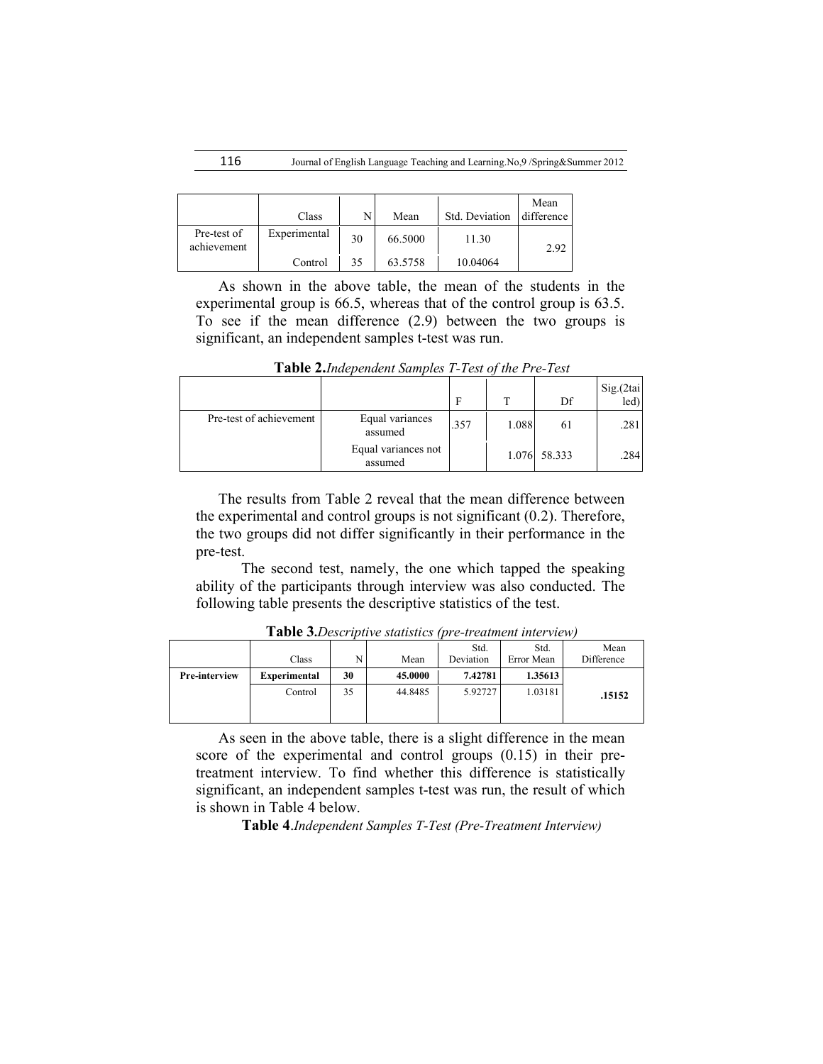| | Class | N | Mean | Std. Deviation | Mean difference |
|---|---|---|---|---|---|
| Pre-test of achievement | Experimental | 30 | 66.5000 | 11.30 | 2.92 |
| | Control | 35 | 63.5758 | 10.04064 | |

As shown in the above table, the mean of the students in the experimental group is 66.5, whereas that of the control group is 63.5. To see if the mean difference (2.9) between the two groups is significant, an independent samples t-test was run.

**Table 2.** *Independent Samples T-Test of the Pre-Test*

| | | F | T | Df | Sig.(2tailed) |
|---|---|---|---|---|---|
| Pre-test of achievement | Equal variances assumed | .357 | 1.088 | 61 | .281 |
| | Equal variances not assumed | | 1.076 | 58.333 | .284 |

The results from Table 2 reveal that the mean difference between the experimental and control groups is not significant (0.2). Therefore, the two groups did not differ significantly in their performance in the pre-test.

The second test, namely, the one which tapped the speaking ability of the participants through interview was also conducted. The following table presents the descriptive statistics of the test.

**Table 3.** *Descriptive statistics (pre-treatment interview)*

| | Class | N | Mean | Std. Deviation | Std. Error Mean | Mean Difference |
|---|---|---|---|---|---|---|
| **Pre-interview** | **Experimental** | **30** | **45.0000** | **7.42781** | **1.35613** | **.15152** |
| | Control | 35 | 44.8485 | 5.92727 | 1.03181 | |

As seen in the above table, there is a slight difference in the mean score of the experimental and control groups (0.15) in their pre-treatment interview. To find whether this difference is statistically significant, an independent samples t-test was run, the result of which is shown in Table 4 below.

**Table 4**.*Independent Samples T-Test (Pre-Treatment Interview)*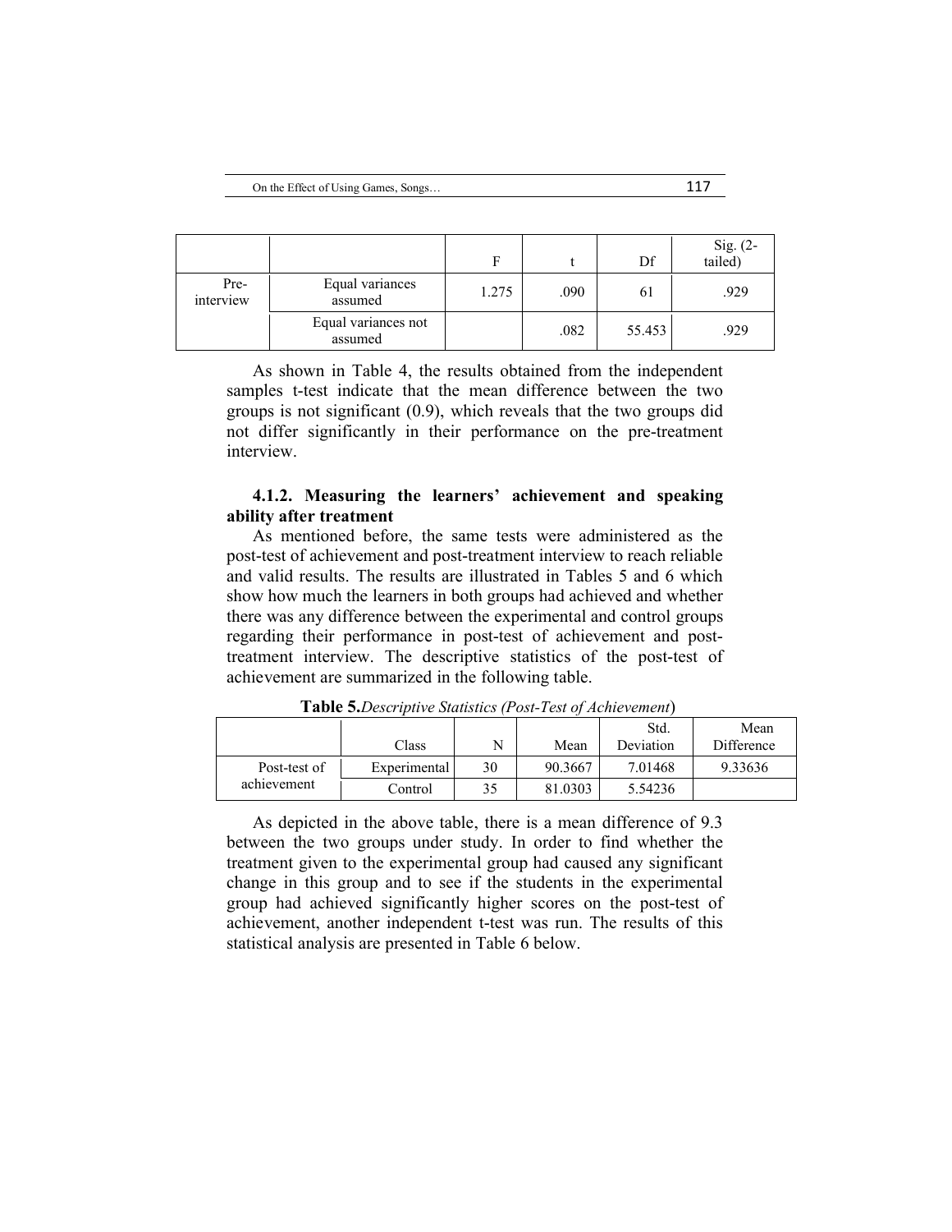|  |  | F | t | Df | Sig. (2-tailed) |
|---|---|---|---|---|---|
| Pre-interview | Equal variances assumed | 1.275 | .090 | 61 | .929 |
|  | Equal variances not assumed |  | .082 | 55.453 | .929 |

As shown in Table 4, the results obtained from the independent samples t-test indicate that the mean difference between the two groups is not significant (0.9), which reveals that the two groups did not differ significantly in their performance on the pre-treatment interview.

#### 4.1.2. Measuring the learners' achievement and speaking ability after treatment

As mentioned before, the same tests were administered as the post-test of achievement and post-treatment interview to reach reliable and valid results. The results are illustrated in Tables 5 and 6 which show how much the learners in both groups had achieved and whether there was any difference between the experimental and control groups regarding their performance in post-test of achievement and post-treatment interview. The descriptive statistics of the post-test of achievement are summarized in the following table.

**Table 5.** *Descriptive Statistics (Post-Test of Achievement)*

|  | Class | N | Mean | Std. Deviation | Mean Difference |
|---|---|---|---|---|---|
| Post-test of achievement | Experimental | 30 | 90.3667 | 7.01468 | 9.33636 |
|  | Control | 35 | 81.0303 | 5.54236 |  |

As depicted in the above table, there is a mean difference of 9.3 between the two groups under study. In order to find whether the treatment given to the experimental group had caused any significant change in this group and to see if the students in the experimental group had achieved significantly higher scores on the post-test of achievement, another independent t-test was run. The results of this statistical analysis are presented in Table 6 below.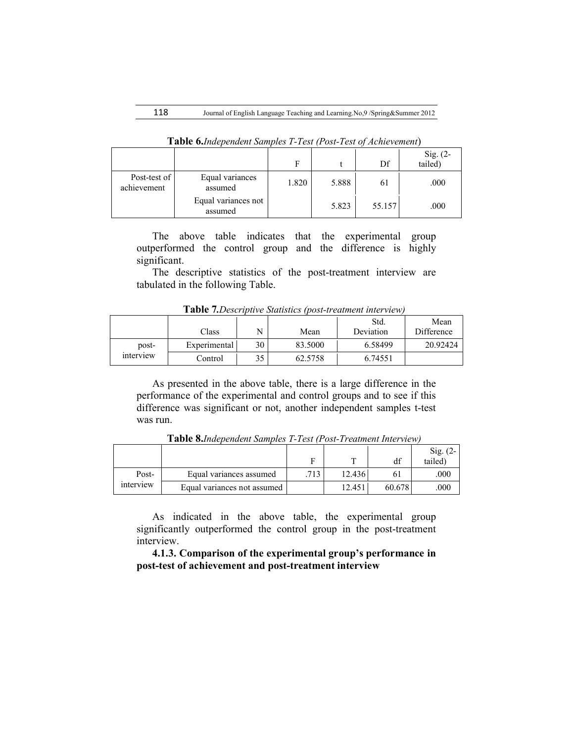**Table 6.** *Independent Samples T-Test (Post-Test of Achievement)*

| | | F | t | Df | Sig. (2-tailed) |
|---|---|---|---|---|---|
| Post-test of achievement | Equal variances assumed | 1.820 | 5.888 | 61 | .000 |
| | Equal variances not assumed | | 5.823 | 55.157 | .000 |

The above table indicates that the experimental group outperformed the control group and the difference is highly significant.

The descriptive statistics of the post-treatment interview are tabulated in the following Table.

**Table 7.** *Descriptive Statistics (post-treatment interview)*

| | Class | N | Mean | Std. Deviation | Mean Difference |
|---|---|---|---|---|---|
| post-interview | Experimental | 30 | 83.5000 | 6.58499 | 20.92424 |
| | Control | 35 | 62.5758 | 6.74551 | |

As presented in the above table, there is a large difference in the performance of the experimental and control groups and to see if this difference was significant or not, another independent samples t-test was run.

**Table 8.** *Independent Samples T-Test (Post-Treatment Interview)*

| | | F | T | df | Sig. (2-tailed) |
|---|---|---|---|---|---|
| Post-interview | Equal variances assumed | .713 | 12.436 | 61 | .000 |
| | Equal variances not assumed | | 12.451 | 60.678 | .000 |

As indicated in the above table, the experimental group significantly outperformed the control group in the post-treatment interview.

#### 4.1.3. Comparison of the experimental group's performance in post-test of achievement and post-treatment interview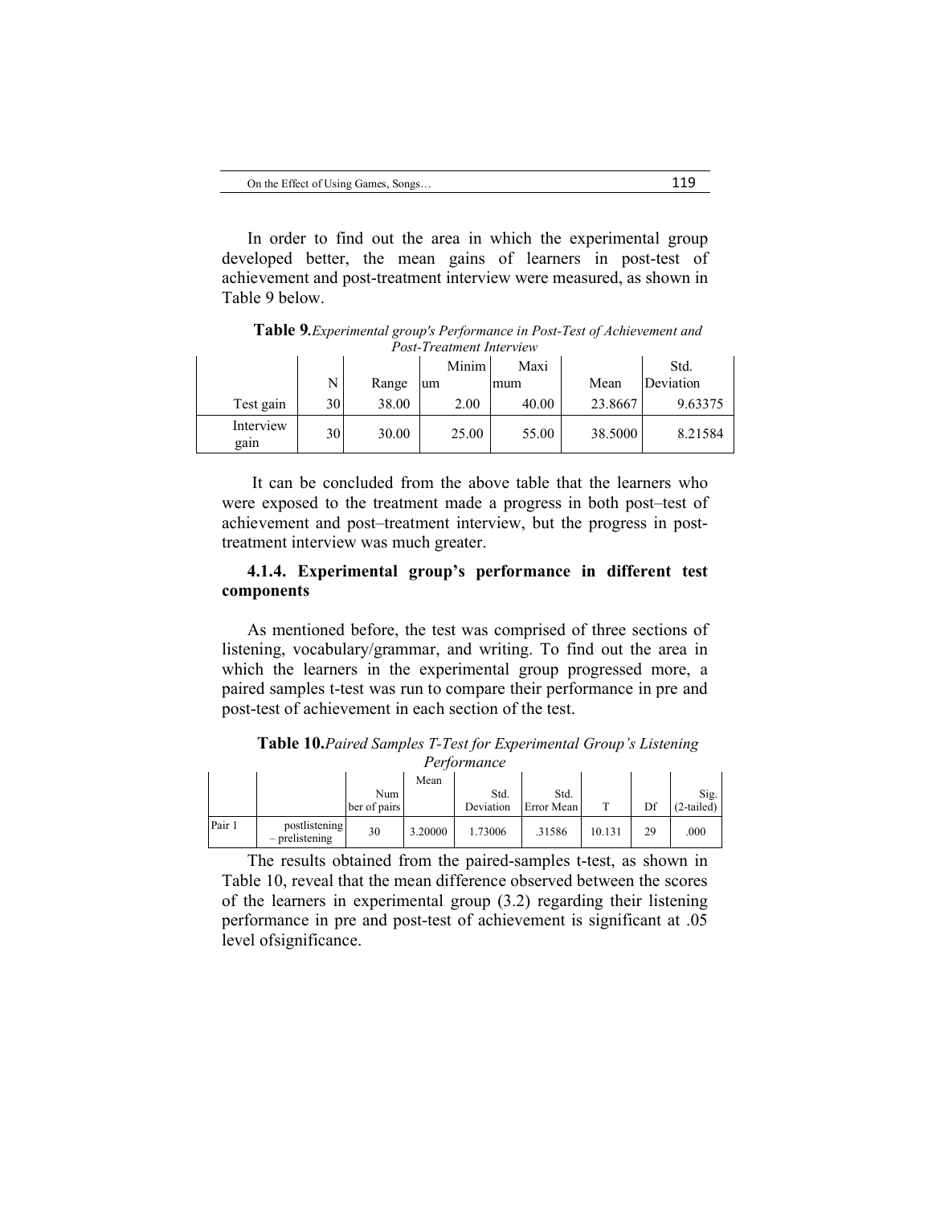In order to find out the area in which the experimental group developed better, the mean gains of learners in post-test of achievement and post-treatment interview were measured, as shown in Table 9 below.

**Table 9.** *Experimental group's Performance in Post-Test of Achievement and Post-Treatment Interview*

| | N | Range | Minimum | Maximum | Mean | Std. Deviation |
|---|---|---|---|---|---|---|
| Test gain | 30 | 38.00 | 2.00 | 40.00 | 23.8667 | 9.63375 |
| Interview gain | 30 | 30.00 | 25.00 | 55.00 | 38.5000 | 8.21584 |

It can be concluded from the above table that the learners who were exposed to the treatment made a progress in both post–test of achievement and post–treatment interview, but the progress in post-treatment interview was much greater.

### 4.1.4. Experimental group's performance in different test components

As mentioned before, the test was comprised of three sections of listening, vocabulary/grammar, and writing. To find out the area in which the learners in the experimental group progressed more, a paired samples t-test was run to compare their performance in pre and post-test of achievement in each section of the test.

**Table 10.** *Paired Samples T-Test for Experimental Group's Listening Performance*

| | | Number of pairs | Mean | Std. Deviation | Std. Error Mean | T | Df | Sig. (2-tailed) |
|---|---|---|---|---|---|---|---|---|
| Pair 1 | postlistening – prelistening | 30 | 3.20000 | 1.73006 | .31586 | 10.131 | 29 | .000 |

The results obtained from the paired-samples t-test, as shown in Table 10, reveal that the mean difference observed between the scores of the learners in experimental group (3.2) regarding their listening performance in pre and post-test of achievement is significant at .05 level ofsignificance.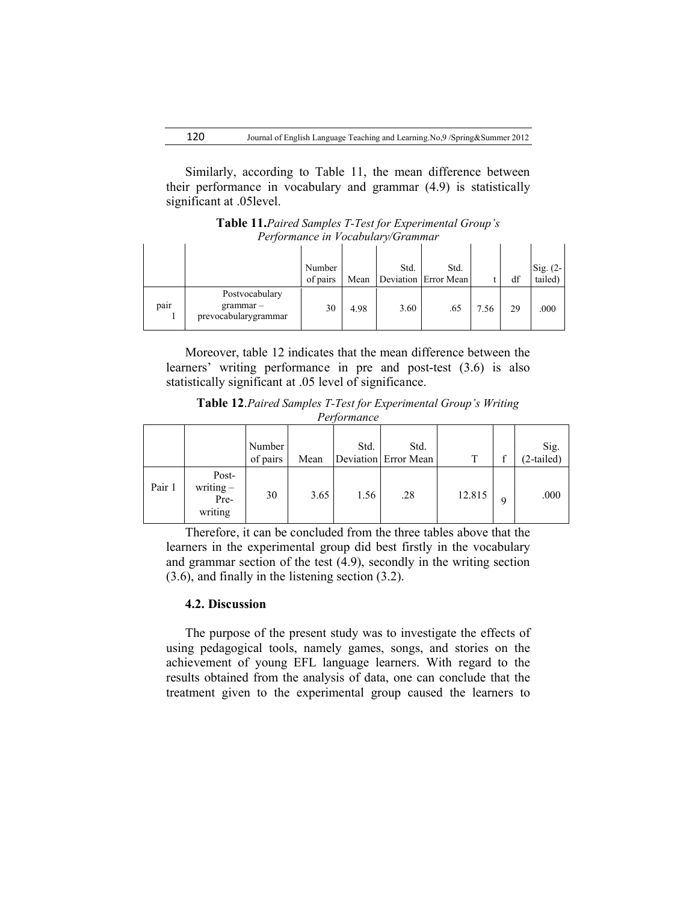Similarly, according to Table 11, the mean difference between their performance in vocabulary and grammar (4.9) is statistically significant at .05level.

**Table 11.** *Paired Samples T-Test for Experimental Group's Performance in Vocabulary/Grammar*

| | | Number of pairs | Mean | Std. Deviation | Std. Error Mean | t | df | Sig. (2-tailed) |
|---|---|---|---|---|---|---|---|---|
| pair 1 | Postvocabulary grammar – prevocabularygrammar | 30 | 4.98 | 3.60 | .65 | 7.56 | 29 | .000 |

Moreover, table 12 indicates that the mean difference between the learners' writing performance in pre and post-test (3.6) is also statistically significant at .05 level of significance.

**Table 12**. *Paired Samples T-Test for Experimental Group's Writing Performance*

| | | Number of pairs | Mean | Std. Deviation | Std. Error Mean | T | f | Sig. (2-tailed) |
|---|---|---|---|---|---|---|---|---|
| Pair 1 | Post-writing – Pre-writing | 30 | 3.65 | 1.56 | .28 | 12.815 | 9 | .000 |

Therefore, it can be concluded from the three tables above that the learners in the experimental group did best firstly in the vocabulary and grammar section of the test (4.9), secondly in the writing section (3.6), and finally in the listening section (3.2).

### 4.2. Discussion

The purpose of the present study was to investigate the effects of using pedagogical tools, namely games, songs, and stories on the achievement of young EFL language learners. With regard to the results obtained from the analysis of data, one can conclude that the treatment given to the experimental group caused the learners to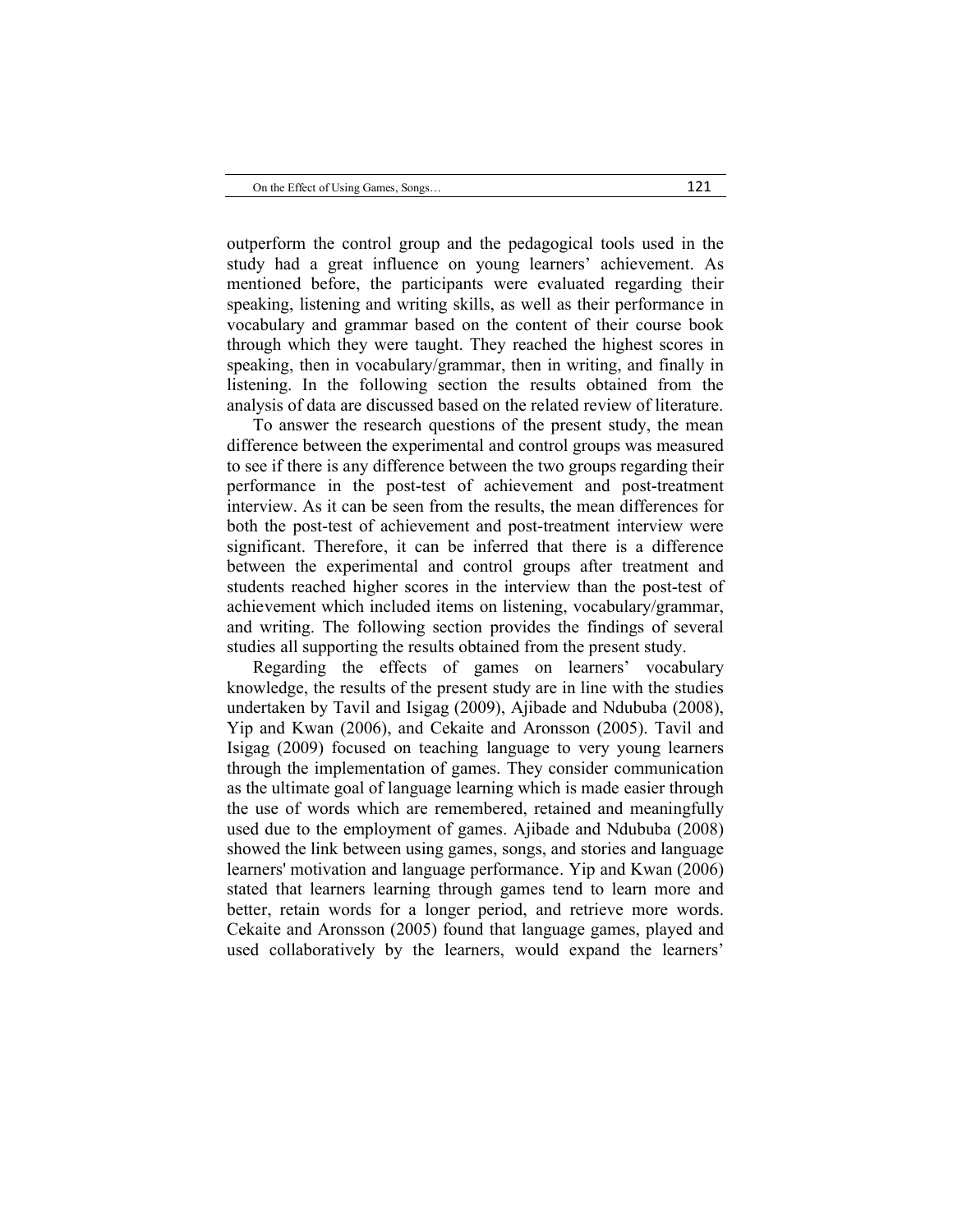outperform the control group and the pedagogical tools used in the study had a great influence on young learners' achievement. As mentioned before, the participants were evaluated regarding their speaking, listening and writing skills, as well as their performance in vocabulary and grammar based on the content of their course book through which they were taught. They reached the highest scores in speaking, then in vocabulary/grammar, then in writing, and finally in listening. In the following section the results obtained from the analysis of data are discussed based on the related review of literature.

To answer the research questions of the present study, the mean difference between the experimental and control groups was measured to see if there is any difference between the two groups regarding their performance in the post-test of achievement and post-treatment interview. As it can be seen from the results, the mean differences for both the post-test of achievement and post-treatment interview were significant. Therefore, it can be inferred that there is a difference between the experimental and control groups after treatment and students reached higher scores in the interview than the post-test of achievement which included items on listening, vocabulary/grammar, and writing. The following section provides the findings of several studies all supporting the results obtained from the present study.

Regarding the effects of games on learners' vocabulary knowledge, the results of the present study are in line with the studies undertaken by Tavil and Isigag (2009), Ajibade and Ndububa (2008), Yip and Kwan (2006), and Cekaite and Aronsson (2005). Tavil and Isigag (2009) focused on teaching language to very young learners through the implementation of games. They consider communication as the ultimate goal of language learning which is made easier through the use of words which are remembered, retained and meaningfully used due to the employment of games. Ajibade and Ndububa (2008) showed the link between using games, songs, and stories and language learners' motivation and language performance. Yip and Kwan (2006) stated that learners learning through games tend to learn more and better, retain words for a longer period, and retrieve more words. Cekaite and Aronsson (2005) found that language games, played and used collaboratively by the learners, would expand the learners'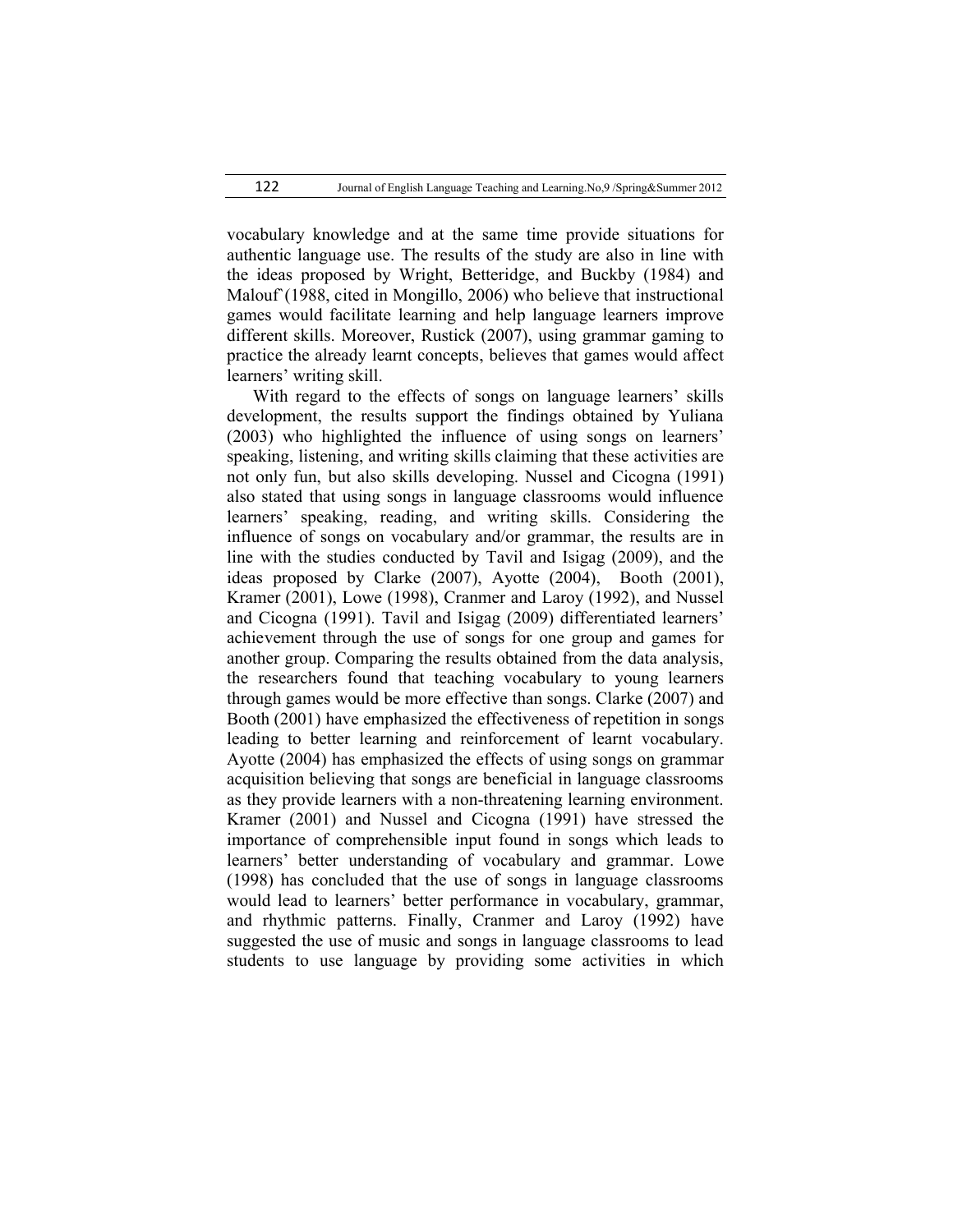vocabulary knowledge and at the same time provide situations for authentic language use. The results of the study are also in line with the ideas proposed by Wright, Betteridge, and Buckby (1984) and Malouf`(1988, cited in Mongillo, 2006) who believe that instructional games would facilitate learning and help language learners improve different skills. Moreover, Rustick (2007), using grammar gaming to practice the already learnt concepts, believes that games would affect learners' writing skill.

With regard to the effects of songs on language learners' skills development, the results support the findings obtained by Yuliana (2003) who highlighted the influence of using songs on learners' speaking, listening, and writing skills claiming that these activities are not only fun, but also skills developing. Nussel and Cicogna (1991) also stated that using songs in language classrooms would influence learners' speaking, reading, and writing skills. Considering the influence of songs on vocabulary and/or grammar, the results are in line with the studies conducted by Tavil and Isigag (2009), and the ideas proposed by Clarke (2007), Ayotte (2004), Booth (2001), Kramer (2001), Lowe (1998), Cranmer and Laroy (1992), and Nussel and Cicogna (1991). Tavil and Isigag (2009) differentiated learners' achievement through the use of songs for one group and games for another group. Comparing the results obtained from the data analysis, the researchers found that teaching vocabulary to young learners through games would be more effective than songs. Clarke (2007) and Booth (2001) have emphasized the effectiveness of repetition in songs leading to better learning and reinforcement of learnt vocabulary. Ayotte (2004) has emphasized the effects of using songs on grammar acquisition believing that songs are beneficial in language classrooms as they provide learners with a non-threatening learning environment. Kramer (2001) and Nussel and Cicogna (1991) have stressed the importance of comprehensible input found in songs which leads to learners' better understanding of vocabulary and grammar. Lowe (1998) has concluded that the use of songs in language classrooms would lead to learners' better performance in vocabulary, grammar, and rhythmic patterns. Finally, Cranmer and Laroy (1992) have suggested the use of music and songs in language classrooms to lead students to use language by providing some activities in which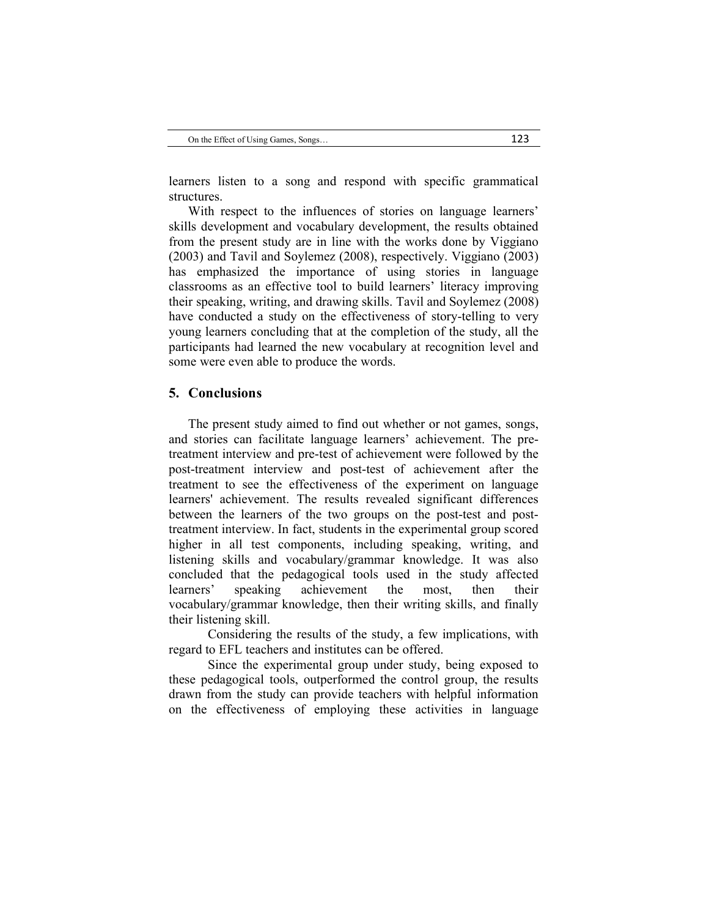learners listen to a song and respond with specific grammatical structures.

With respect to the influences of stories on language learners' skills development and vocabulary development, the results obtained from the present study are in line with the works done by Viggiano (2003) and Tavil and Soylemez (2008), respectively. Viggiano (2003) has emphasized the importance of using stories in language classrooms as an effective tool to build learners' literacy improving their speaking, writing, and drawing skills. Tavil and Soylemez (2008) have conducted a study on the effectiveness of story-telling to very young learners concluding that at the completion of the study, all the participants had learned the new vocabulary at recognition level and some were even able to produce the words.

## 5. Conclusions

The present study aimed to find out whether or not games, songs, and stories can facilitate language learners' achievement. The pre-treatment interview and pre-test of achievement were followed by the post-treatment interview and post-test of achievement after the treatment to see the effectiveness of the experiment on language learners' achievement. The results revealed significant differences between the learners of the two groups on the post-test and post-treatment interview. In fact, students in the experimental group scored higher in all test components, including speaking, writing, and listening skills and vocabulary/grammar knowledge. It was also concluded that the pedagogical tools used in the study affected learners' speaking achievement the most, then their vocabulary/grammar knowledge, then their writing skills, and finally their listening skill.

Considering the results of the study, a few implications, with regard to EFL teachers and institutes can be offered.

Since the experimental group under study, being exposed to these pedagogical tools, outperformed the control group, the results drawn from the study can provide teachers with helpful information on the effectiveness of employing these activities in language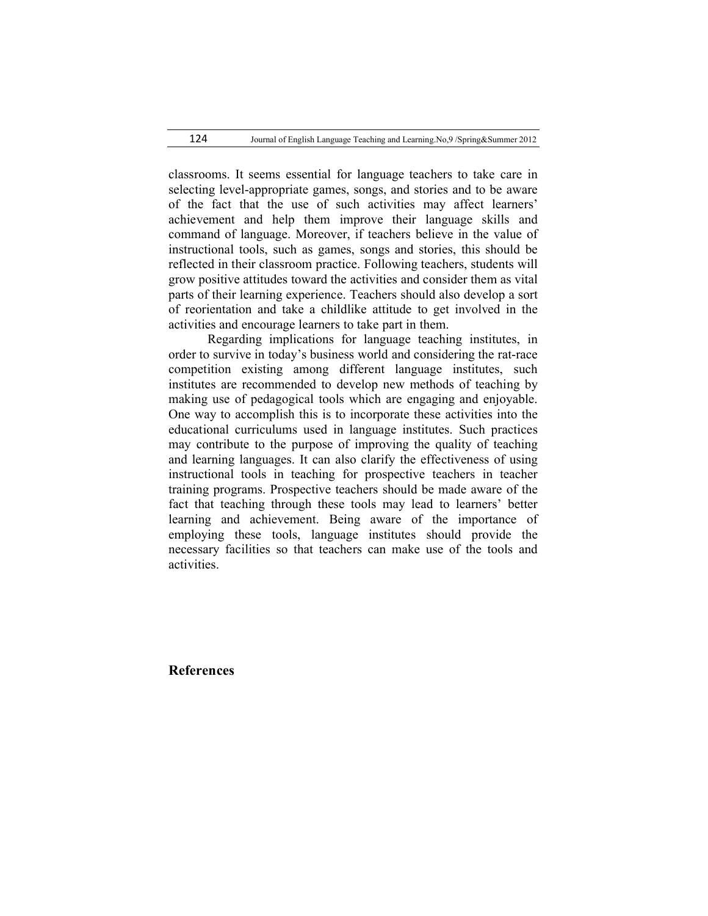classrooms. It seems essential for language teachers to take care in selecting level-appropriate games, songs, and stories and to be aware of the fact that the use of such activities may affect learners' achievement and help them improve their language skills and command of language. Moreover, if teachers believe in the value of instructional tools, such as games, songs and stories, this should be reflected in their classroom practice. Following teachers, students will grow positive attitudes toward the activities and consider them as vital parts of their learning experience. Teachers should also develop a sort of reorientation and take a childlike attitude to get involved in the activities and encourage learners to take part in them.

Regarding implications for language teaching institutes, in order to survive in today's business world and considering the rat-race competition existing among different language institutes, such institutes are recommended to develop new methods of teaching by making use of pedagogical tools which are engaging and enjoyable. One way to accomplish this is to incorporate these activities into the educational curriculums used in language institutes. Such practices may contribute to the purpose of improving the quality of teaching and learning languages. It can also clarify the effectiveness of using instructional tools in teaching for prospective teachers in teacher training programs. Prospective teachers should be made aware of the fact that teaching through these tools may lead to learners' better learning and achievement. Being aware of the importance of employing these tools, language institutes should provide the necessary facilities so that teachers can make use of the tools and activities.

## References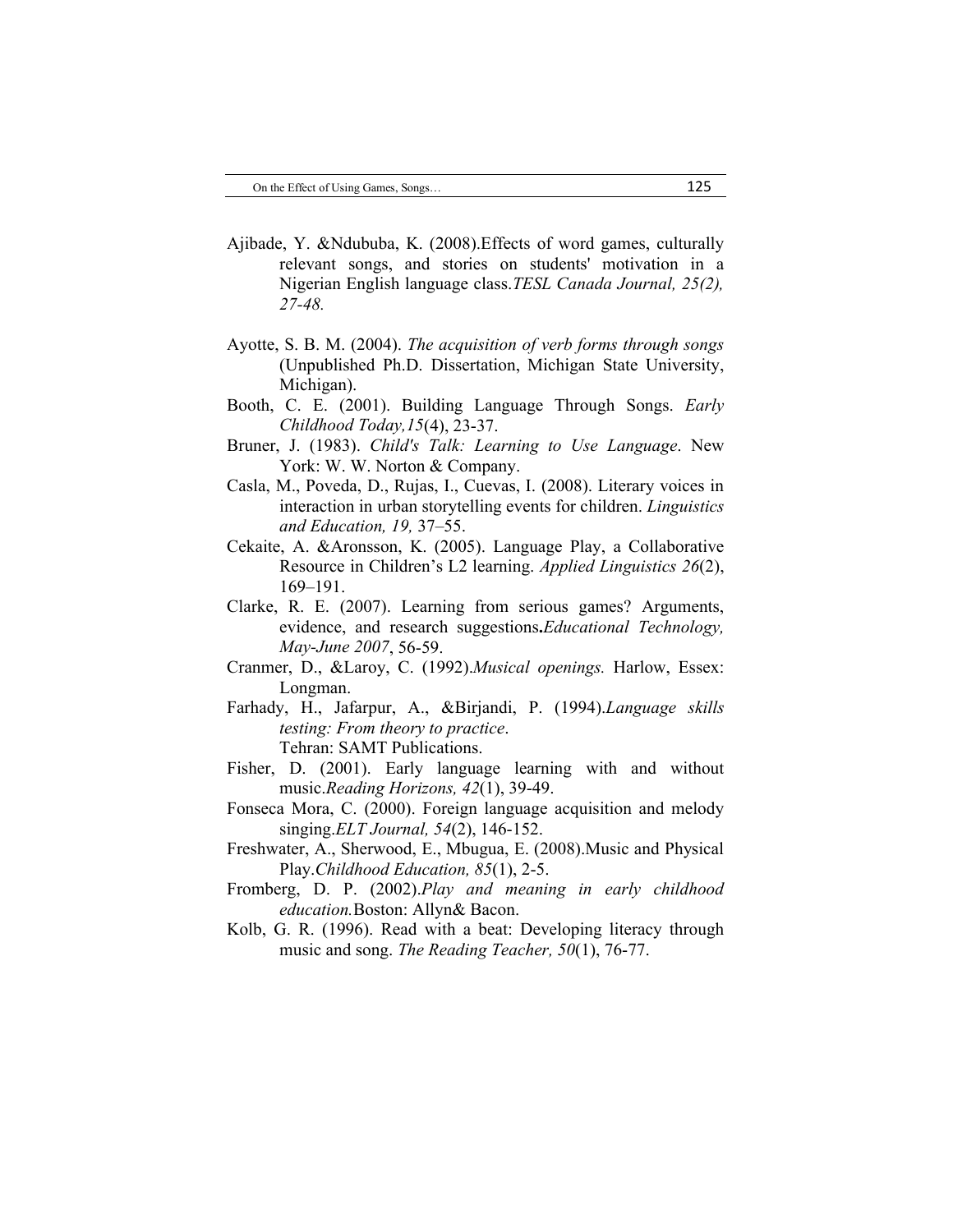Ajibade, Y. &Ndububa, K. (2008).Effects of word games, culturally relevant songs, and stories on students' motivation in a Nigerian English language class.*TESL Canada Journal, 25(2), 27-48.*

Ayotte, S. B. M. (2004). *The acquisition of verb forms through songs* (Unpublished Ph.D. Dissertation, Michigan State University, Michigan).

Booth, C. E. (2001). Building Language Through Songs. *Early Childhood Today,15*(4), 23-37.

Bruner, J. (1983). *Child's Talk: Learning to Use Language*. New York: W. W. Norton & Company.

Casla, M., Poveda, D., Rujas, I., Cuevas, I. (2008). Literary voices in interaction in urban storytelling events for children. *Linguistics and Education, 19,* 37–55.

Cekaite, A. &Aronsson, K. (2005). Language Play, a Collaborative Resource in Children's L2 learning. *Applied Linguistics 26*(2), 169–191.

Clarke, R. E. (2007). Learning from serious games? Arguments, evidence, and research suggestions**.***Educational Technology, May-June 2007*, 56-59.

Cranmer, D., &Laroy, C. (1992).*Musical openings.* Harlow, Essex: Longman.

Farhady, H., Jafarpur, A., &Birjandi, P. (1994).*Language skills testing: From theory to practice*. Tehran: SAMT Publications.

Fisher, D. (2001). Early language learning with and without music.*Reading Horizons, 42*(1), 39-49.

Fonseca Mora, C. (2000). Foreign language acquisition and melody singing.*ELT Journal, 54*(2), 146-152.

Freshwater, A., Sherwood, E., Mbugua, E. (2008).Music and Physical Play.*Childhood Education, 85*(1), 2-5.

Fromberg, D. P. (2002).*Play and meaning in early childhood education.*Boston: Allyn& Bacon.

Kolb, G. R. (1996). Read with a beat: Developing literacy through music and song. *The Reading Teacher, 50*(1), 76-77.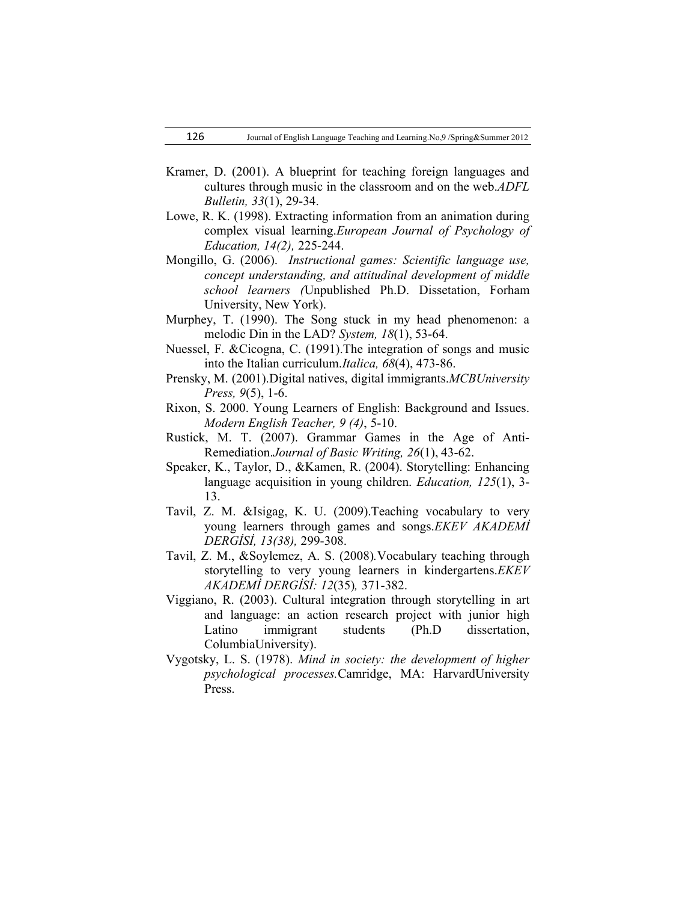Kramer, D. (2001). A blueprint for teaching foreign languages and cultures through music in the classroom and on the web.*ADFL Bulletin, 33*(1), 29-34.

Lowe, R. K. (1998). Extracting information from an animation during complex visual learning.*European Journal of Psychology of Education, 14(2),* 225-244.

Mongillo, G. (2006). *Instructional games: Scientific language use, concept understanding, and attitudinal development of middle school learners (*Unpublished Ph.D. Dissetation, Forham University, New York).

Murphey, T. (1990). The Song stuck in my head phenomenon: a melodic Din in the LAD? *System, 18*(1), 53-64.

Nuessel, F. &Cicogna, C. (1991).The integration of songs and music into the Italian curriculum.*Italica, 68*(4), 473-86.

Prensky, M. (2001).Digital natives, digital immigrants.*MCBUniversity Press, 9*(5), 1-6.

Rixon, S. 2000. Young Learners of English: Background and Issues. *Modern English Teacher, 9 (4)*, 5-10.

Rustick, M. T. (2007). Grammar Games in the Age of Anti-Remediation.*Journal of Basic Writing, 26*(1), 43-62.

Speaker, K., Taylor, D., &Kamen, R. (2004). Storytelling: Enhancing language acquisition in young children. *Education, 125*(1), 3-13.

Tavil, Z. M. &Isigag, K. U. (2009).Teaching vocabulary to very young learners through games and songs.*EKEV AKADEMİ DERGİSİ, 13(38),* 299-308.

Tavil, Z. M., &Soylemez, A. S. (2008)*.*Vocabulary teaching through storytelling to very young learners in kindergartens.*EKEV AKADEMİ DERGİSİ: 12*(35)*,* 371-382.

Viggiano, R. (2003). Cultural integration through storytelling in art and language: an action research project with junior high Latino immigrant students (Ph.D dissertation, ColumbiaUniversity).

Vygotsky, L. S. (1978). *Mind in society: the development of higher psychological processes.*Camridge, MA: HarvardUniversity Press.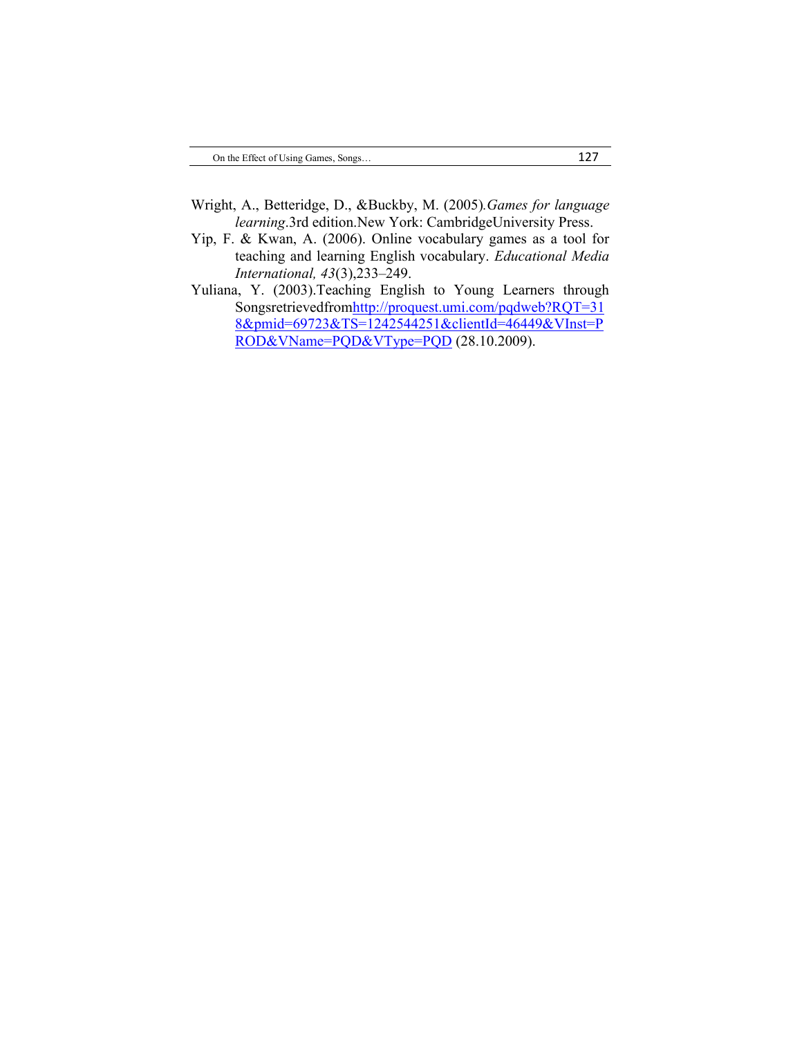Wright, A., Betteridge, D., &Buckby, M. (2005).*Games for language learning*.3rd edition.New York: CambridgeUniversity Press.

Yip, F. & Kwan, A. (2006). Online vocabulary games as a tool for teaching and learning English vocabulary. *Educational Media International, 43*(3),233–249.

Yuliana, Y. (2003).Teaching English to Young Learners through Songsretrievedfrom[http://proquest.umi.com/pqdweb?RQT=318&pmid=69723&TS=1242544251&clientId=46449&VInst=PROD&VName=PQD&VType=PQD](http://proquest.umi.com/pqdweb?RQT=318&pmid=69723&TS=1242544251&clientId=46449&VInst=PROD&VName=PQD&VType=PQD) (28.10.2009).